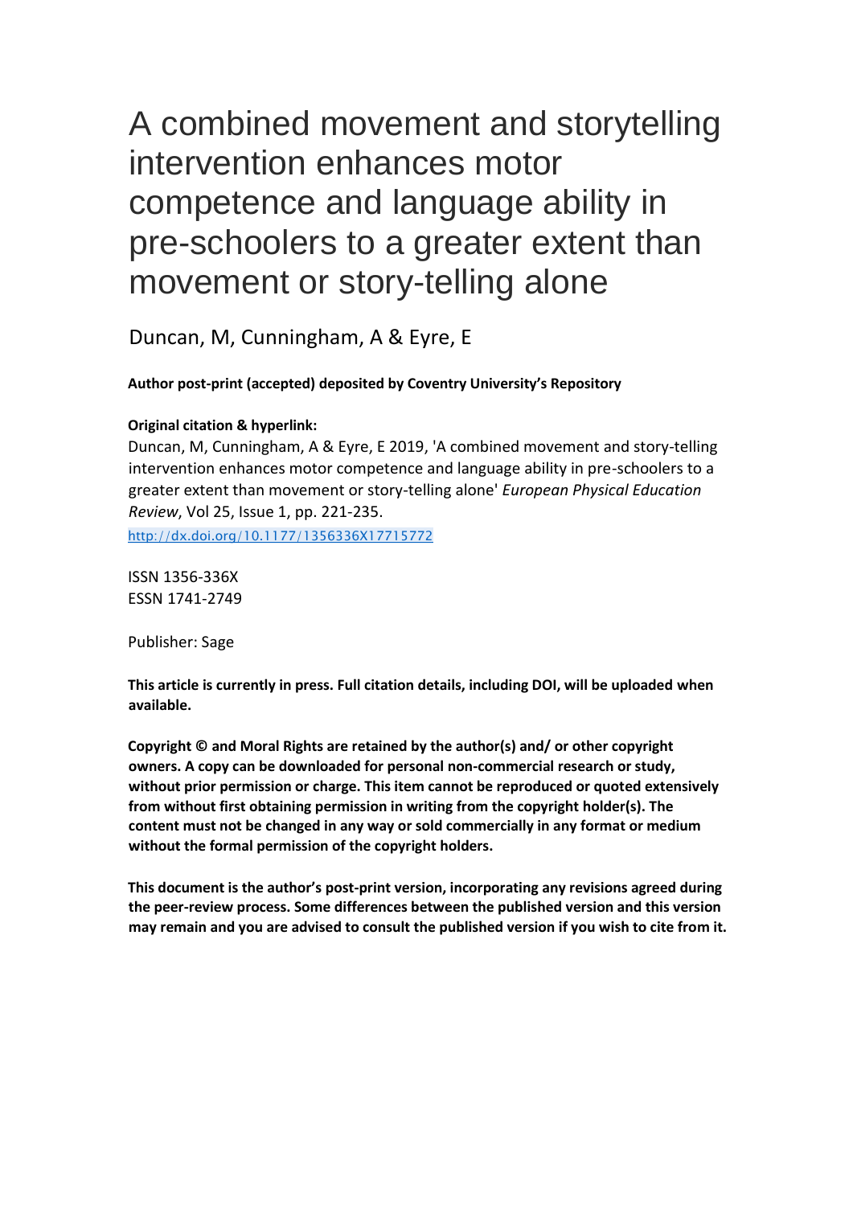# A combined movement and storytelling intervention enhances motor competence and language ability in pre-schoolers to a greater extent than movement or story-telling alone

Duncan, M, Cunningham, A & Eyre, E

**Author post-print (accepted) deposited by Coventry University's Repository**

**Original citation & hyperlink:**

Duncan, M, Cunningham, A & Eyre, E 2019, 'A combined movement and story-telling intervention enhances motor competence and language ability in pre-schoolers to a greater extent than movement or story-telling alone' *European Physical Education Review*, Vol 25, Issue 1, pp. 221-235.

http://dx.doi.org/10.1177/1356336X17715772

ISSN 1356-336X
ESSN 1741-2749

Publisher: Sage

**This article is currently in press. Full citation details, including DOI, will be uploaded when available.**

**Copyright © and Moral Rights are retained by the author(s) and/ or other copyright owners. A copy can be downloaded for personal non-commercial research or study, without prior permission or charge. This item cannot be reproduced or quoted extensively from without first obtaining permission in writing from the copyright holder(s). The content must not be changed in any way or sold commercially in any format or medium without the formal permission of the copyright holders.**

**This document is the author's post-print version, incorporating any revisions agreed during the peer-review process. Some differences between the published version and this version may remain and you are advised to consult the published version if you wish to cite from it.**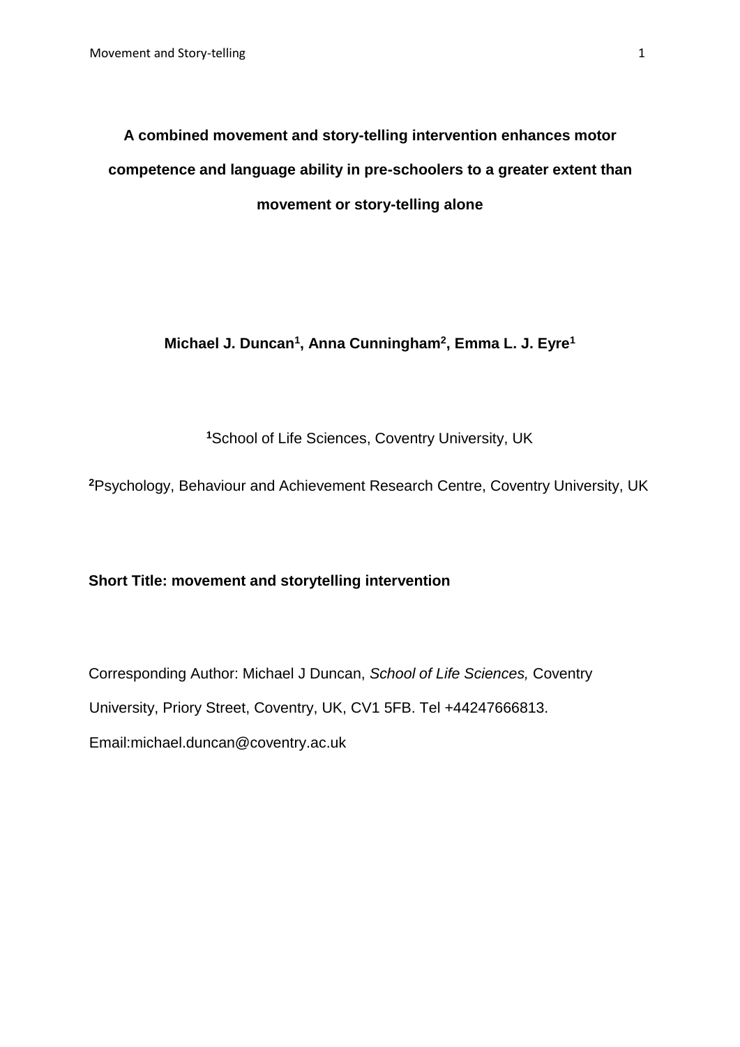# A combined movement and story-telling intervention enhances motor competence and language ability in pre-schoolers to a greater extent than movement or story-telling alone

**Michael J. Duncan[1], Anna Cunningham[2], Emma L. J. Eyre[1]**

[1]School of Life Sciences, Coventry University, UK

[2]Psychology, Behaviour and Achievement Research Centre, Coventry University, UK

**Short Title: movement and storytelling intervention**

Corresponding Author: Michael J Duncan, *School of Life Sciences,* Coventry University, Priory Street, Coventry, UK, CV1 5FB. Tel +44247666813. Email:michael.duncan@coventry.ac.uk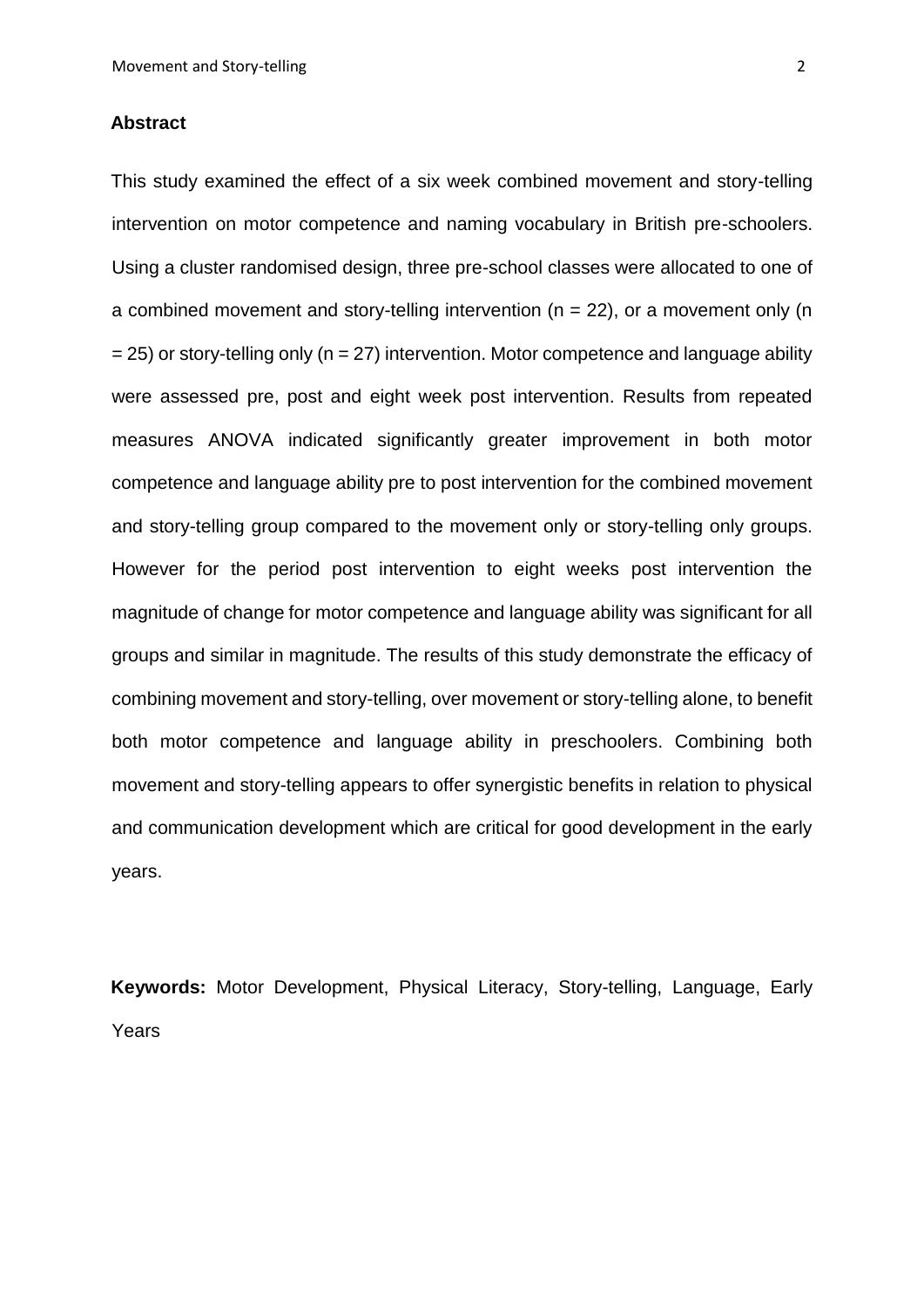## Abstract

This study examined the effect of a six week combined movement and story-telling intervention on motor competence and naming vocabulary in British pre-schoolers. Using a cluster randomised design, three pre-school classes were allocated to one of a combined movement and story-telling intervention (n = 22), or a movement only (n = 25) or story-telling only (n = 27) intervention. Motor competence and language ability were assessed pre, post and eight week post intervention. Results from repeated measures ANOVA indicated significantly greater improvement in both motor competence and language ability pre to post intervention for the combined movement and story-telling group compared to the movement only or story-telling only groups. However for the period post intervention to eight weeks post intervention the magnitude of change for motor competence and language ability was significant for all groups and similar in magnitude. The results of this study demonstrate the efficacy of combining movement and story-telling, over movement or story-telling alone, to benefit both motor competence and language ability in preschoolers. Combining both movement and story-telling appears to offer synergistic benefits in relation to physical and communication development which are critical for good development in the early years.

**Keywords:** Motor Development, Physical Literacy, Story-telling, Language, Early Years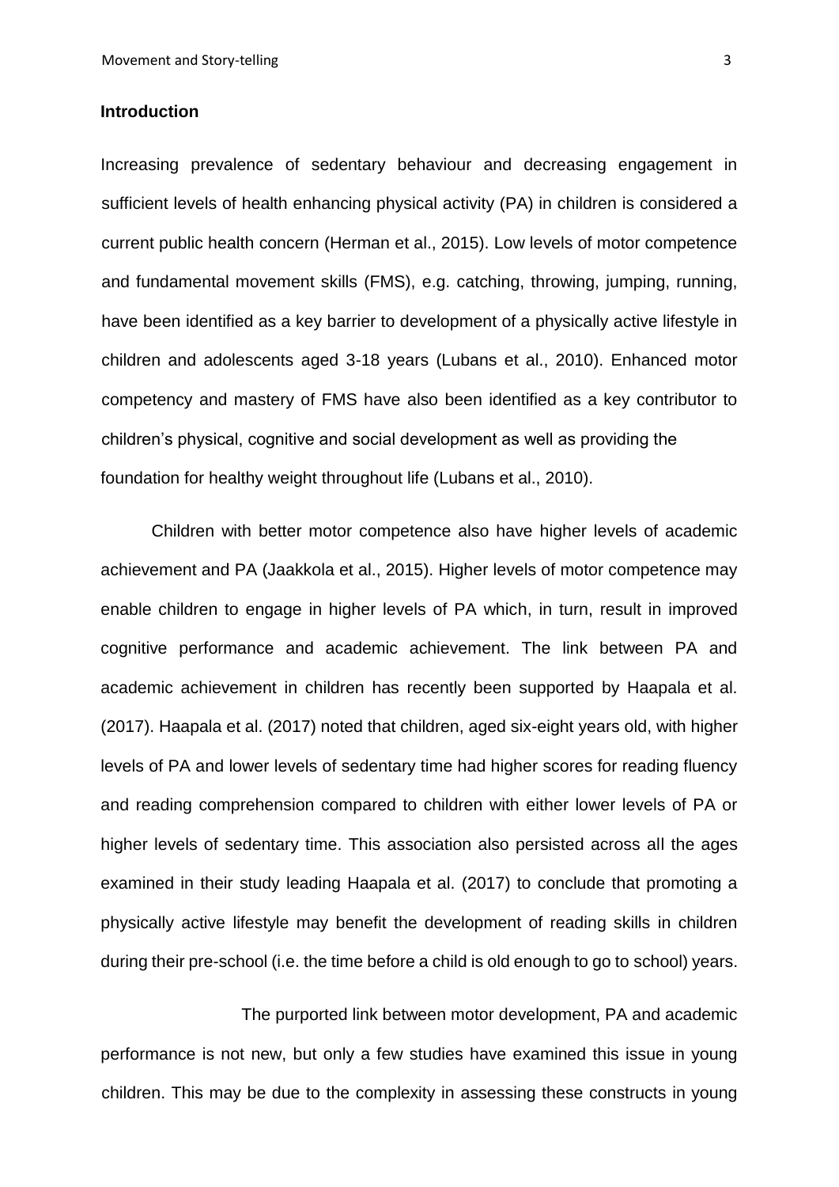## Introduction

Increasing prevalence of sedentary behaviour and decreasing engagement in sufficient levels of health enhancing physical activity (PA) in children is considered a current public health concern (Herman et al., 2015). Low levels of motor competence and fundamental movement skills (FMS), e.g. catching, throwing, jumping, running, have been identified as a key barrier to development of a physically active lifestyle in children and adolescents aged 3-18 years (Lubans et al., 2010). Enhanced motor competency and mastery of FMS have also been identified as a key contributor to children's physical, cognitive and social development as well as providing the foundation for healthy weight throughout life (Lubans et al., 2010).

Children with better motor competence also have higher levels of academic achievement and PA (Jaakkola et al., 2015). Higher levels of motor competence may enable children to engage in higher levels of PA which, in turn, result in improved cognitive performance and academic achievement. The link between PA and academic achievement in children has recently been supported by Haapala et al. (2017). Haapala et al. (2017) noted that children, aged six-eight years old, with higher levels of PA and lower levels of sedentary time had higher scores for reading fluency and reading comprehension compared to children with either lower levels of PA or higher levels of sedentary time. This association also persisted across all the ages examined in their study leading Haapala et al. (2017) to conclude that promoting a physically active lifestyle may benefit the development of reading skills in children during their pre-school (i.e. the time before a child is old enough to go to school) years.

The purported link between motor development, PA and academic performance is not new, but only a few studies have examined this issue in young children. This may be due to the complexity in assessing these constructs in young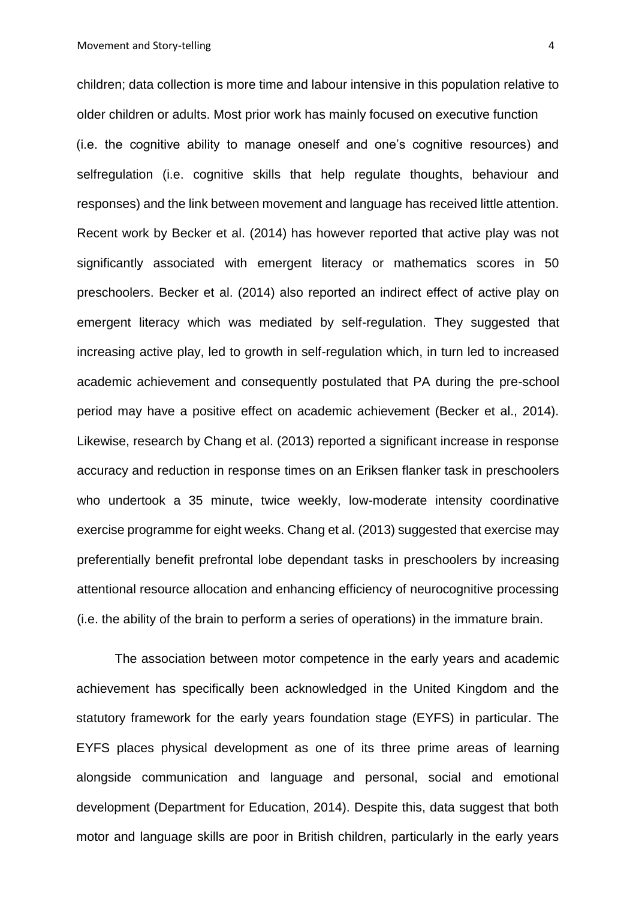children; data collection is more time and labour intensive in this population relative to older children or adults. Most prior work has mainly focused on executive function (i.e. the cognitive ability to manage oneself and one's cognitive resources) and selfregulation (i.e. cognitive skills that help regulate thoughts, behaviour and responses) and the link between movement and language has received little attention. Recent work by Becker et al. (2014) has however reported that active play was not significantly associated with emergent literacy or mathematics scores in 50 preschoolers. Becker et al. (2014) also reported an indirect effect of active play on emergent literacy which was mediated by self-regulation. They suggested that increasing active play, led to growth in self-regulation which, in turn led to increased academic achievement and consequently postulated that PA during the pre-school period may have a positive effect on academic achievement (Becker et al., 2014). Likewise, research by Chang et al. (2013) reported a significant increase in response accuracy and reduction in response times on an Eriksen flanker task in preschoolers who undertook a 35 minute, twice weekly, low-moderate intensity coordinative exercise programme for eight weeks. Chang et al. (2013) suggested that exercise may preferentially benefit prefrontal lobe dependant tasks in preschoolers by increasing attentional resource allocation and enhancing efficiency of neurocognitive processing (i.e. the ability of the brain to perform a series of operations) in the immature brain.

The association between motor competence in the early years and academic achievement has specifically been acknowledged in the United Kingdom and the statutory framework for the early years foundation stage (EYFS) in particular. The EYFS places physical development as one of its three prime areas of learning alongside communication and language and personal, social and emotional development (Department for Education, 2014). Despite this, data suggest that both motor and language skills are poor in British children, particularly in the early years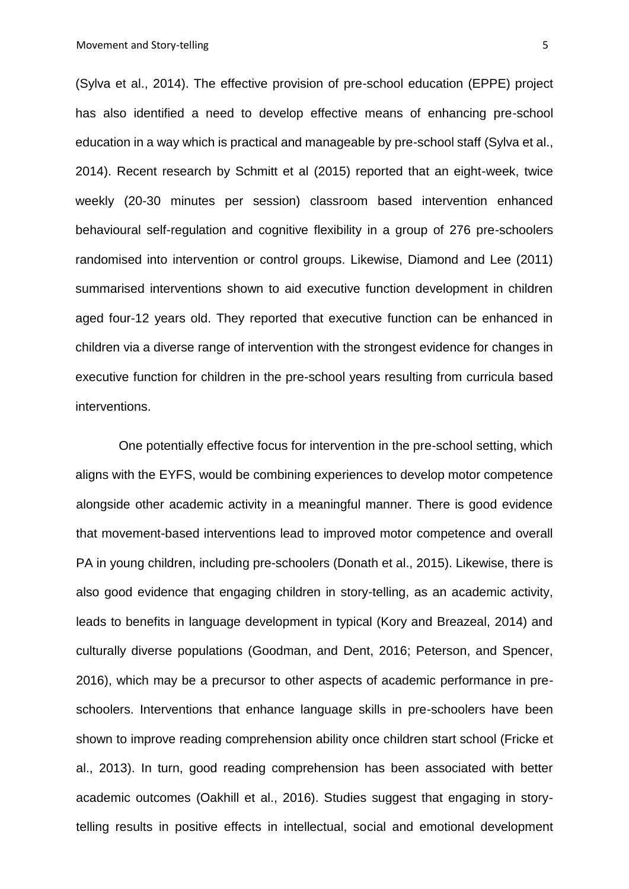(Sylva et al., 2014). The effective provision of pre-school education (EPPE) project has also identified a need to develop effective means of enhancing pre-school education in a way which is practical and manageable by pre-school staff (Sylva et al., 2014). Recent research by Schmitt et al (2015) reported that an eight-week, twice weekly (20-30 minutes per session) classroom based intervention enhanced behavioural self-regulation and cognitive flexibility in a group of 276 pre-schoolers randomised into intervention or control groups. Likewise, Diamond and Lee (2011) summarised interventions shown to aid executive function development in children aged four-12 years old. They reported that executive function can be enhanced in children via a diverse range of intervention with the strongest evidence for changes in executive function for children in the pre-school years resulting from curricula based interventions.

One potentially effective focus for intervention in the pre-school setting, which aligns with the EYFS, would be combining experiences to develop motor competence alongside other academic activity in a meaningful manner. There is good evidence that movement-based interventions lead to improved motor competence and overall PA in young children, including pre-schoolers (Donath et al., 2015). Likewise, there is also good evidence that engaging children in story-telling, as an academic activity, leads to benefits in language development in typical (Kory and Breazeal, 2014) and culturally diverse populations (Goodman, and Dent, 2016; Peterson, and Spencer, 2016), which may be a precursor to other aspects of academic performance in pre-schoolers. Interventions that enhance language skills in pre-schoolers have been shown to improve reading comprehension ability once children start school (Fricke et al., 2013). In turn, good reading comprehension has been associated with better academic outcomes (Oakhill et al., 2016). Studies suggest that engaging in story-telling results in positive effects in intellectual, social and emotional development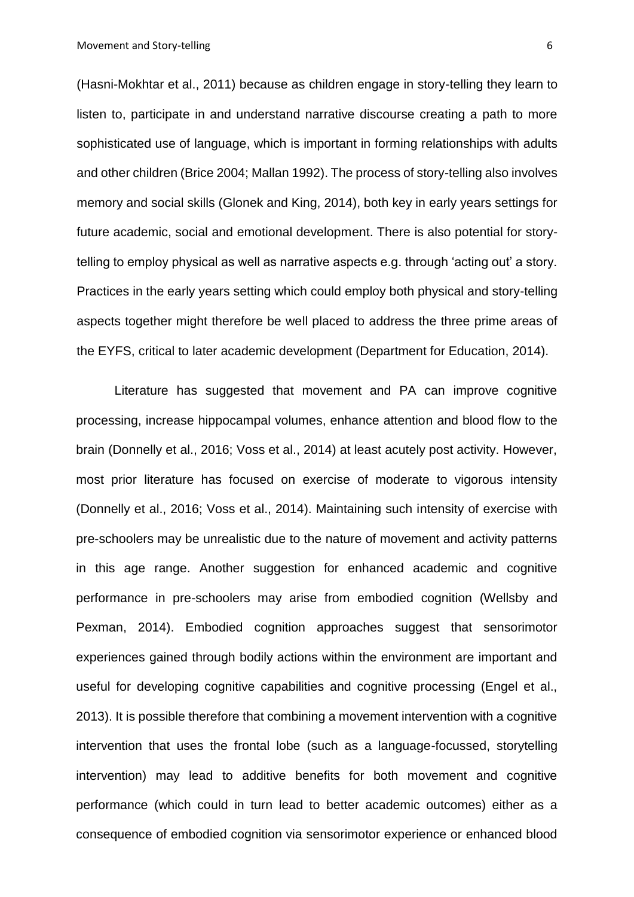(Hasni-Mokhtar et al., 2011) because as children engage in story-telling they learn to listen to, participate in and understand narrative discourse creating a path to more sophisticated use of language, which is important in forming relationships with adults and other children (Brice 2004; Mallan 1992). The process of story-telling also involves memory and social skills (Glonek and King, 2014), both key in early years settings for future academic, social and emotional development. There is also potential for story-telling to employ physical as well as narrative aspects e.g. through 'acting out' a story. Practices in the early years setting which could employ both physical and story-telling aspects together might therefore be well placed to address the three prime areas of the EYFS, critical to later academic development (Department for Education, 2014).

Literature has suggested that movement and PA can improve cognitive processing, increase hippocampal volumes, enhance attention and blood flow to the brain (Donnelly et al., 2016; Voss et al., 2014) at least acutely post activity. However, most prior literature has focused on exercise of moderate to vigorous intensity (Donnelly et al., 2016; Voss et al., 2014). Maintaining such intensity of exercise with pre-schoolers may be unrealistic due to the nature of movement and activity patterns in this age range. Another suggestion for enhanced academic and cognitive performance in pre-schoolers may arise from embodied cognition (Wellsby and Pexman, 2014). Embodied cognition approaches suggest that sensorimotor experiences gained through bodily actions within the environment are important and useful for developing cognitive capabilities and cognitive processing (Engel et al., 2013). It is possible therefore that combining a movement intervention with a cognitive intervention that uses the frontal lobe (such as a language-focussed, storytelling intervention) may lead to additive benefits for both movement and cognitive performance (which could in turn lead to better academic outcomes) either as a consequence of embodied cognition via sensorimotor experience or enhanced blood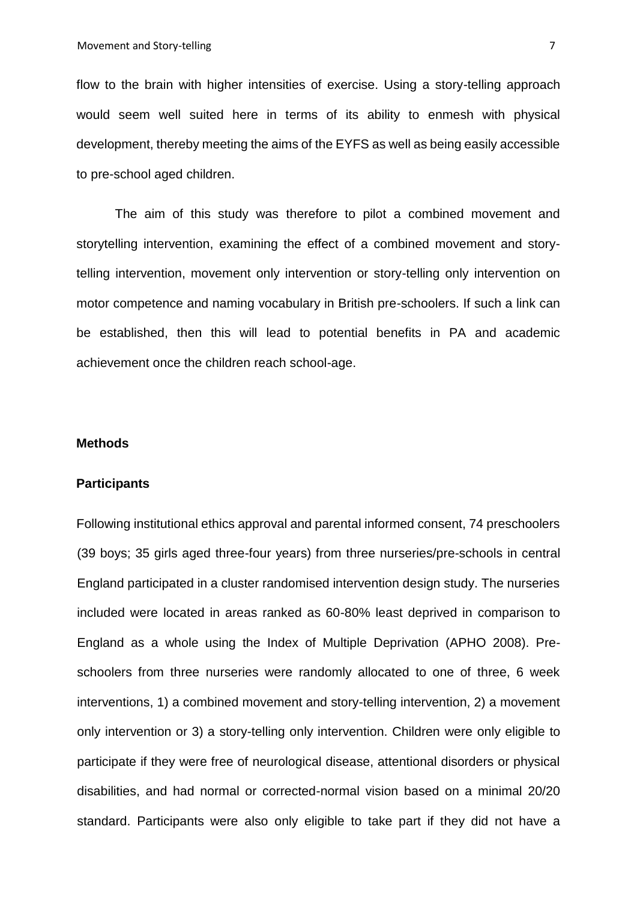flow to the brain with higher intensities of exercise. Using a story-telling approach would seem well suited here in terms of its ability to enmesh with physical development, thereby meeting the aims of the EYFS as well as being easily accessible to pre-school aged children.

The aim of this study was therefore to pilot a combined movement and storytelling intervention, examining the effect of a combined movement and story-telling intervention, movement only intervention or story-telling only intervention on motor competence and naming vocabulary in British pre-schoolers. If such a link can be established, then this will lead to potential benefits in PA and academic achievement once the children reach school-age.

## Methods

### Participants

Following institutional ethics approval and parental informed consent, 74 preschoolers (39 boys; 35 girls aged three-four years) from three nurseries/pre-schools in central England participated in a cluster randomised intervention design study. The nurseries included were located in areas ranked as 60-80% least deprived in comparison to England as a whole using the Index of Multiple Deprivation (APHO 2008). Pre-schoolers from three nurseries were randomly allocated to one of three, 6 week interventions, 1) a combined movement and story-telling intervention, 2) a movement only intervention or 3) a story-telling only intervention. Children were only eligible to participate if they were free of neurological disease, attentional disorders or physical disabilities, and had normal or corrected-normal vision based on a minimal 20/20 standard. Participants were also only eligible to take part if they did not have a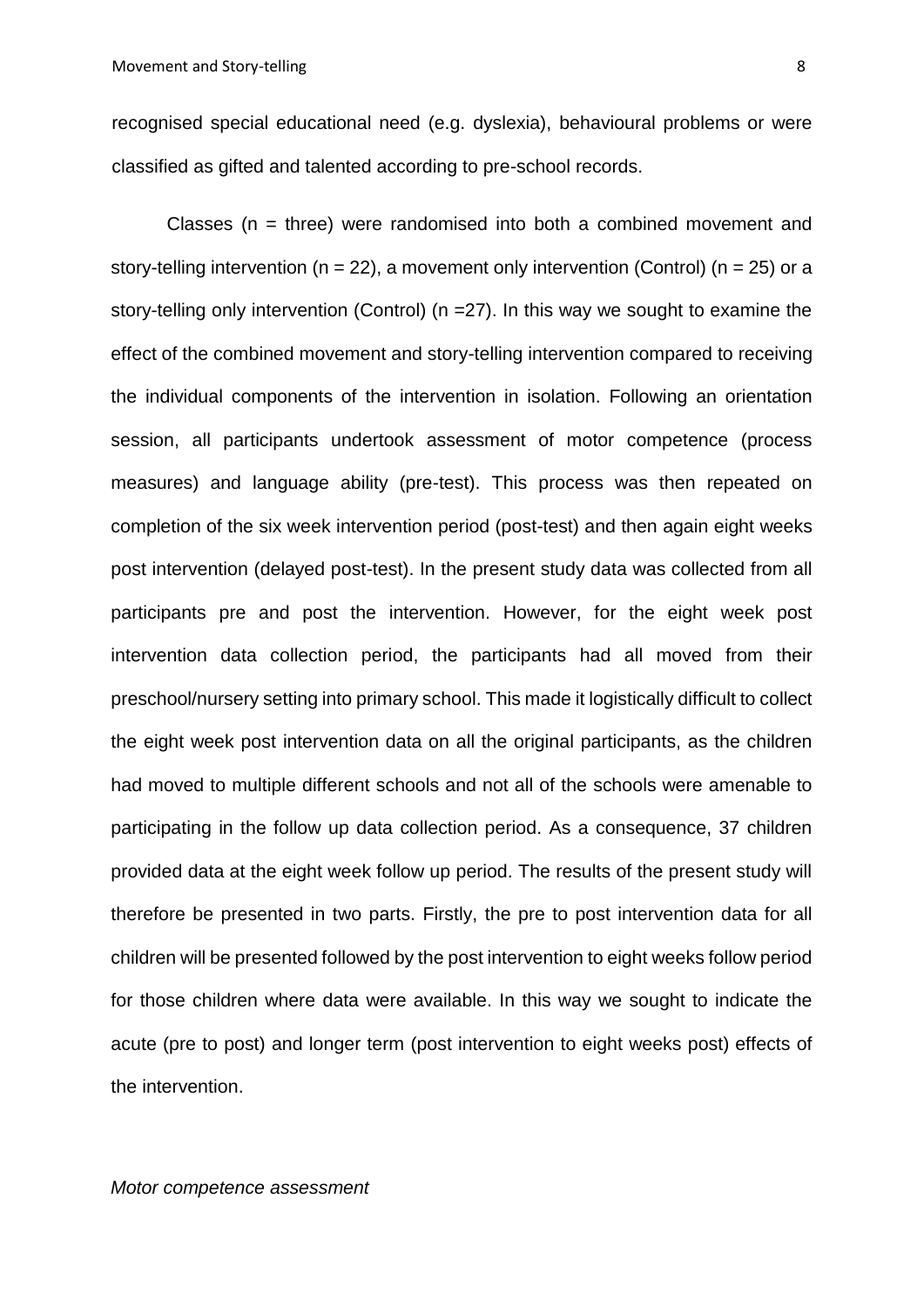recognised special educational need (e.g. dyslexia), behavioural problems or were classified as gifted and talented according to pre-school records.

Classes (n = three) were randomised into both a combined movement and story-telling intervention (n = 22), a movement only intervention (Control) (n = 25) or a story-telling only intervention (Control) (n =27). In this way we sought to examine the effect of the combined movement and story-telling intervention compared to receiving the individual components of the intervention in isolation. Following an orientation session, all participants undertook assessment of motor competence (process measures) and language ability (pre-test). This process was then repeated on completion of the six week intervention period (post-test) and then again eight weeks post intervention (delayed post-test). In the present study data was collected from all participants pre and post the intervention. However, for the eight week post intervention data collection period, the participants had all moved from their preschool/nursery setting into primary school. This made it logistically difficult to collect the eight week post intervention data on all the original participants, as the children had moved to multiple different schools and not all of the schools were amenable to participating in the follow up data collection period. As a consequence, 37 children provided data at the eight week follow up period. The results of the present study will therefore be presented in two parts. Firstly, the pre to post intervention data for all children will be presented followed by the post intervention to eight weeks follow period for those children where data were available. In this way we sought to indicate the acute (pre to post) and longer term (post intervention to eight weeks post) effects of the intervention.

*Motor competence assessment*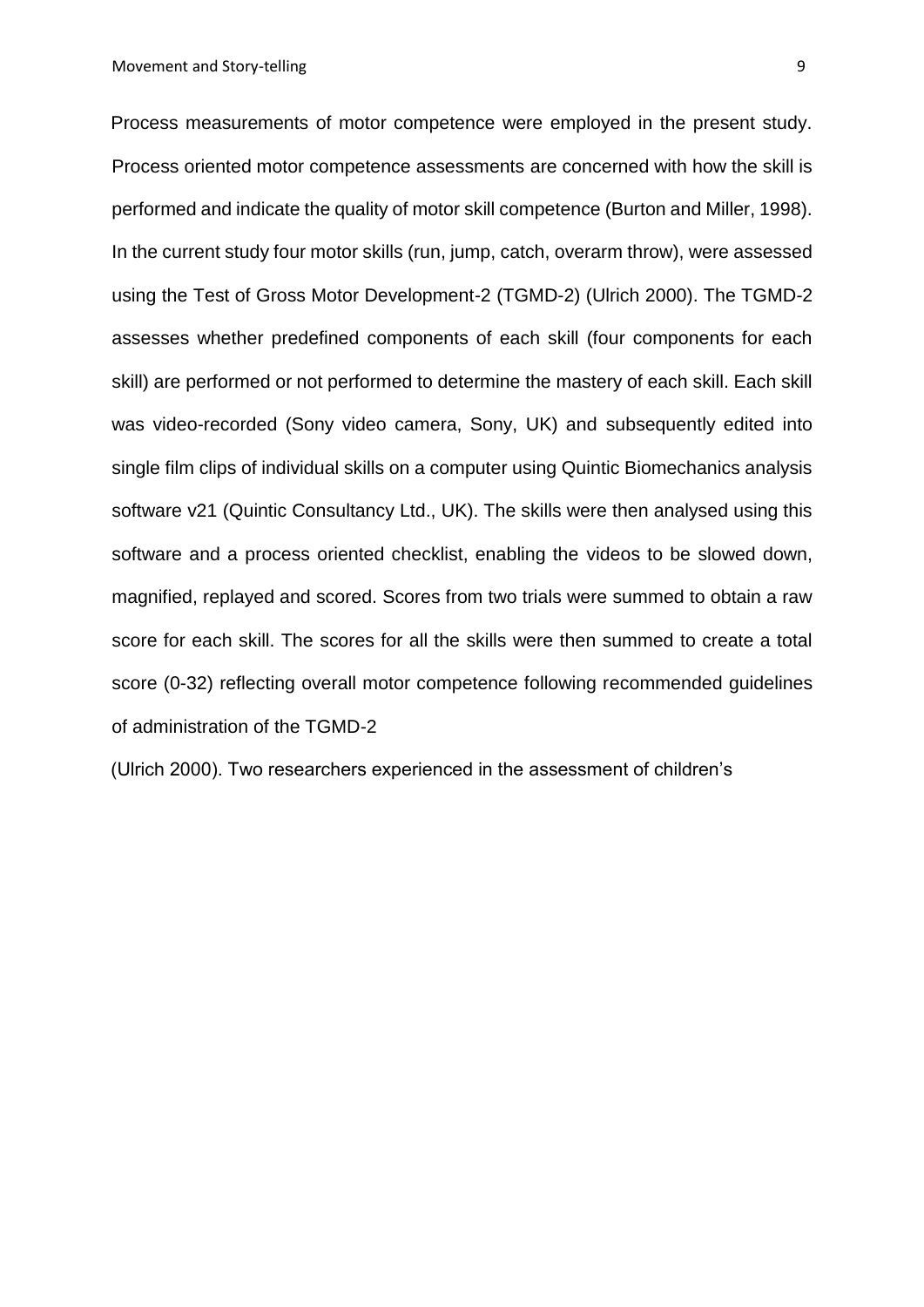Process measurements of motor competence were employed in the present study. Process oriented motor competence assessments are concerned with how the skill is performed and indicate the quality of motor skill competence (Burton and Miller, 1998). In the current study four motor skills (run, jump, catch, overarm throw), were assessed using the Test of Gross Motor Development-2 (TGMD-2) (Ulrich 2000). The TGMD-2 assesses whether predefined components of each skill (four components for each skill) are performed or not performed to determine the mastery of each skill. Each skill was video-recorded (Sony video camera, Sony, UK) and subsequently edited into single film clips of individual skills on a computer using Quintic Biomechanics analysis software v21 (Quintic Consultancy Ltd., UK). The skills were then analysed using this software and a process oriented checklist, enabling the videos to be slowed down, magnified, replayed and scored. Scores from two trials were summed to obtain a raw score for each skill. The scores for all the skills were then summed to create a total score (0-32) reflecting overall motor competence following recommended guidelines of administration of the TGMD-2

(Ulrich 2000). Two researchers experienced in the assessment of children's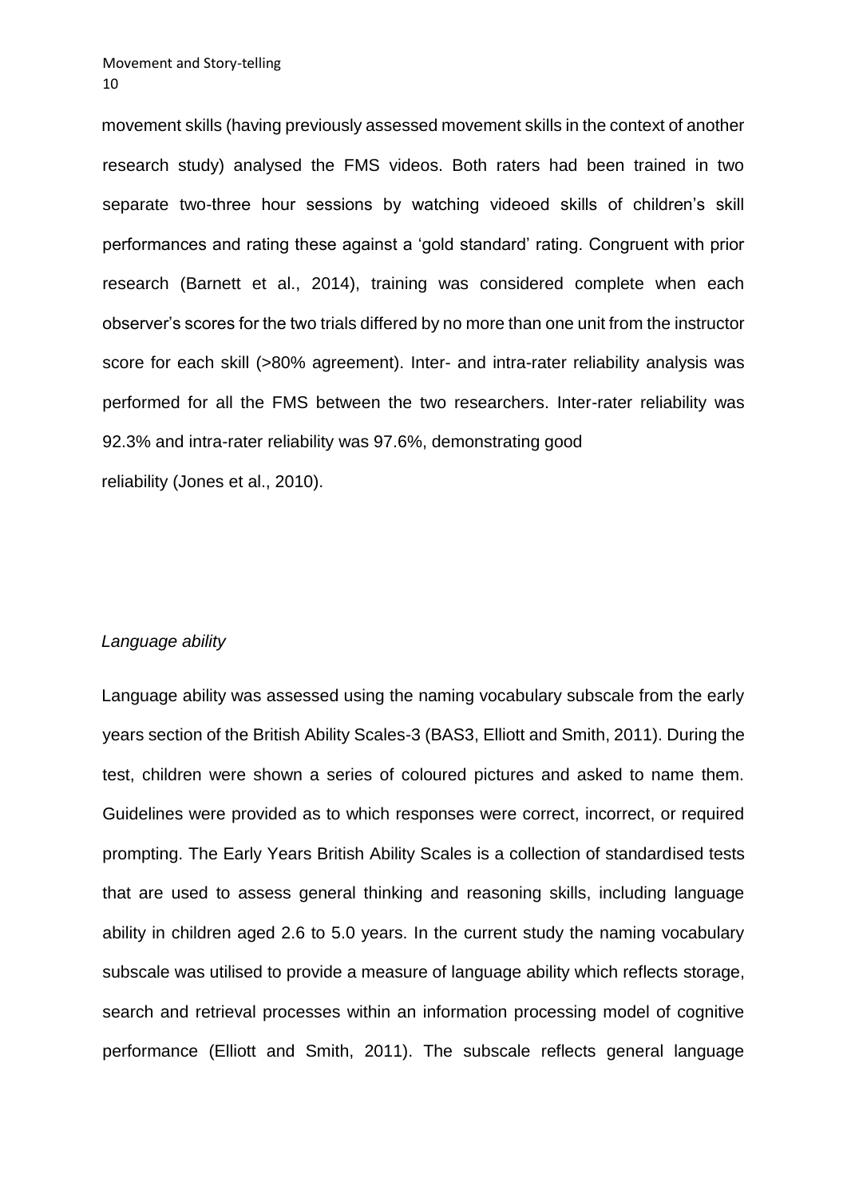movement skills (having previously assessed movement skills in the context of another research study) analysed the FMS videos. Both raters had been trained in two separate two-three hour sessions by watching videoed skills of children's skill performances and rating these against a 'gold standard' rating. Congruent with prior research (Barnett et al., 2014), training was considered complete when each observer's scores for the two trials differed by no more than one unit from the instructor score for each skill (>80% agreement). Inter- and intra-rater reliability analysis was performed for all the FMS between the two researchers. Inter-rater reliability was 92.3% and intra-rater reliability was 97.6%, demonstrating good reliability (Jones et al., 2010).

*Language ability*

Language ability was assessed using the naming vocabulary subscale from the early years section of the British Ability Scales-3 (BAS3, Elliott and Smith, 2011). During the test, children were shown a series of coloured pictures and asked to name them. Guidelines were provided as to which responses were correct, incorrect, or required prompting. The Early Years British Ability Scales is a collection of standardised tests that are used to assess general thinking and reasoning skills, including language ability in children aged 2.6 to 5.0 years. In the current study the naming vocabulary subscale was utilised to provide a measure of language ability which reflects storage, search and retrieval processes within an information processing model of cognitive performance (Elliott and Smith, 2011). The subscale reflects general language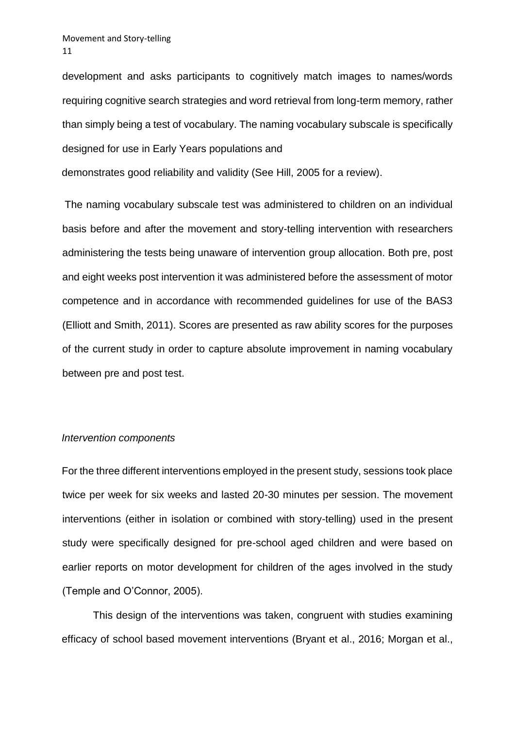development and asks participants to cognitively match images to names/words requiring cognitive search strategies and word retrieval from long-term memory, rather than simply being a test of vocabulary. The naming vocabulary subscale is specifically designed for use in Early Years populations and demonstrates good reliability and validity (See Hill, 2005 for a review).

The naming vocabulary subscale test was administered to children on an individual basis before and after the movement and story-telling intervention with researchers administering the tests being unaware of intervention group allocation. Both pre, post and eight weeks post intervention it was administered before the assessment of motor competence and in accordance with recommended guidelines for use of the BAS3 (Elliott and Smith, 2011). Scores are presented as raw ability scores for the purposes of the current study in order to capture absolute improvement in naming vocabulary between pre and post test.

*Intervention components*

For the three different interventions employed in the present study, sessions took place twice per week for six weeks and lasted 20-30 minutes per session. The movement interventions (either in isolation or combined with story-telling) used in the present study were specifically designed for pre-school aged children and were based on earlier reports on motor development for children of the ages involved in the study (Temple and O'Connor, 2005).

This design of the interventions was taken, congruent with studies examining efficacy of school based movement interventions (Bryant et al., 2016; Morgan et al.,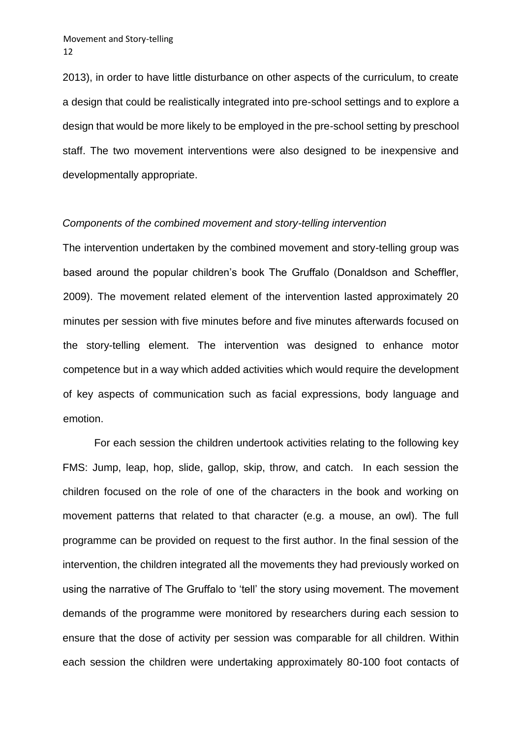2013), in order to have little disturbance on other aspects of the curriculum, to create a design that could be realistically integrated into pre-school settings and to explore a design that would be more likely to be employed in the pre-school setting by preschool staff. The two movement interventions were also designed to be inexpensive and developmentally appropriate.

*Components of the combined movement and story-telling intervention*

The intervention undertaken by the combined movement and story-telling group was based around the popular children's book The Gruffalo (Donaldson and Scheffler, 2009). The movement related element of the intervention lasted approximately 20 minutes per session with five minutes before and five minutes afterwards focused on the story-telling element. The intervention was designed to enhance motor competence but in a way which added activities which would require the development of key aspects of communication such as facial expressions, body language and emotion.

For each session the children undertook activities relating to the following key FMS: Jump, leap, hop, slide, gallop, skip, throw, and catch. In each session the children focused on the role of one of the characters in the book and working on movement patterns that related to that character (e.g. a mouse, an owl). The full programme can be provided on request to the first author. In the final session of the intervention, the children integrated all the movements they had previously worked on using the narrative of The Gruffalo to 'tell' the story using movement. The movement demands of the programme were monitored by researchers during each session to ensure that the dose of activity per session was comparable for all children. Within each session the children were undertaking approximately 80-100 foot contacts of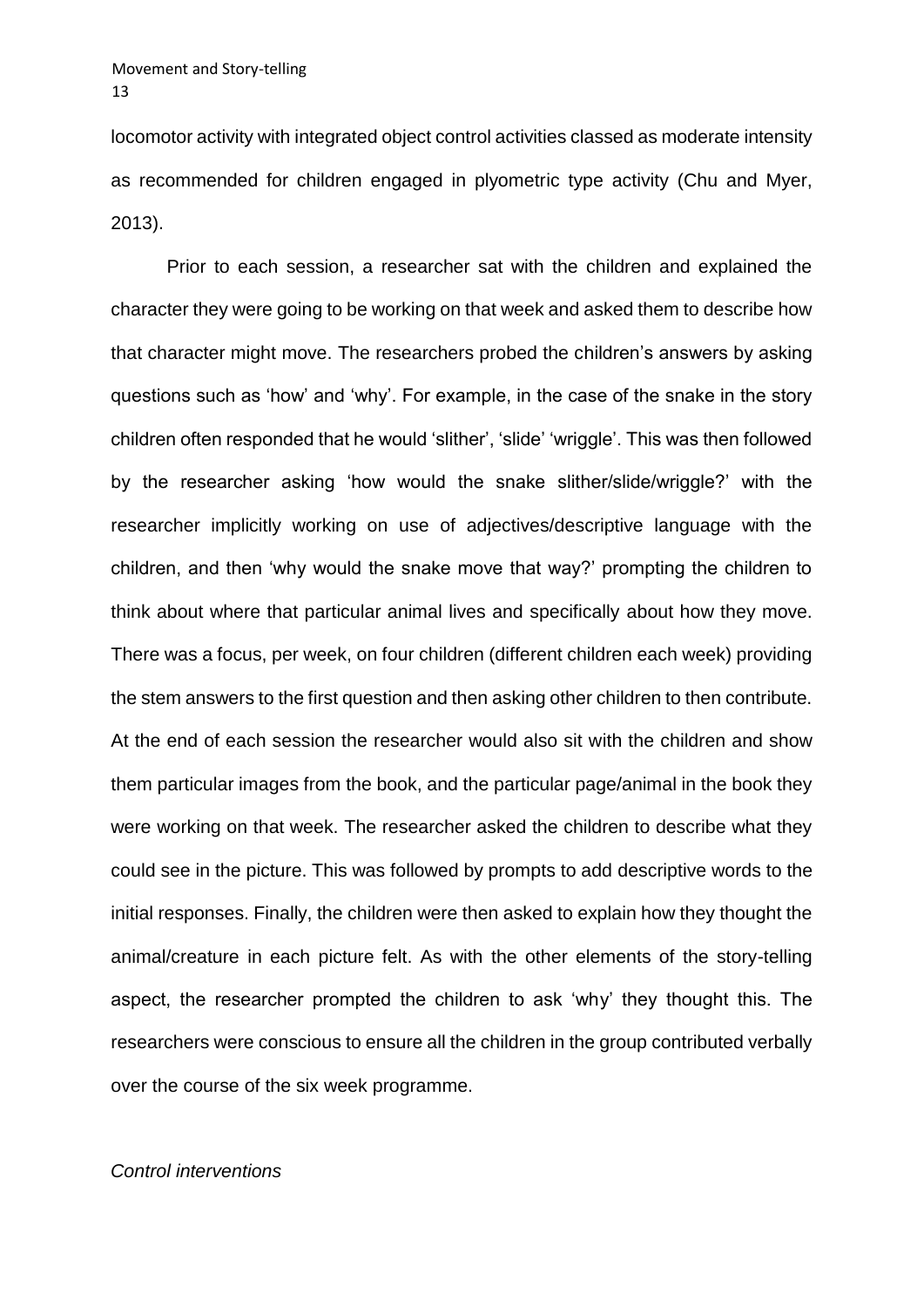locomotor activity with integrated object control activities classed as moderate intensity as recommended for children engaged in plyometric type activity (Chu and Myer, 2013).

Prior to each session, a researcher sat with the children and explained the character they were going to be working on that week and asked them to describe how that character might move. The researchers probed the children's answers by asking questions such as 'how' and 'why'. For example, in the case of the snake in the story children often responded that he would 'slither', 'slide' 'wriggle'. This was then followed by the researcher asking 'how would the snake slither/slide/wriggle?' with the researcher implicitly working on use of adjectives/descriptive language with the children, and then 'why would the snake move that way?' prompting the children to think about where that particular animal lives and specifically about how they move. There was a focus, per week, on four children (different children each week) providing the stem answers to the first question and then asking other children to then contribute. At the end of each session the researcher would also sit with the children and show them particular images from the book, and the particular page/animal in the book they were working on that week. The researcher asked the children to describe what they could see in the picture. This was followed by prompts to add descriptive words to the initial responses. Finally, the children were then asked to explain how they thought the animal/creature in each picture felt. As with the other elements of the story-telling aspect, the researcher prompted the children to ask 'why' they thought this. The researchers were conscious to ensure all the children in the group contributed verbally over the course of the six week programme.

*Control interventions*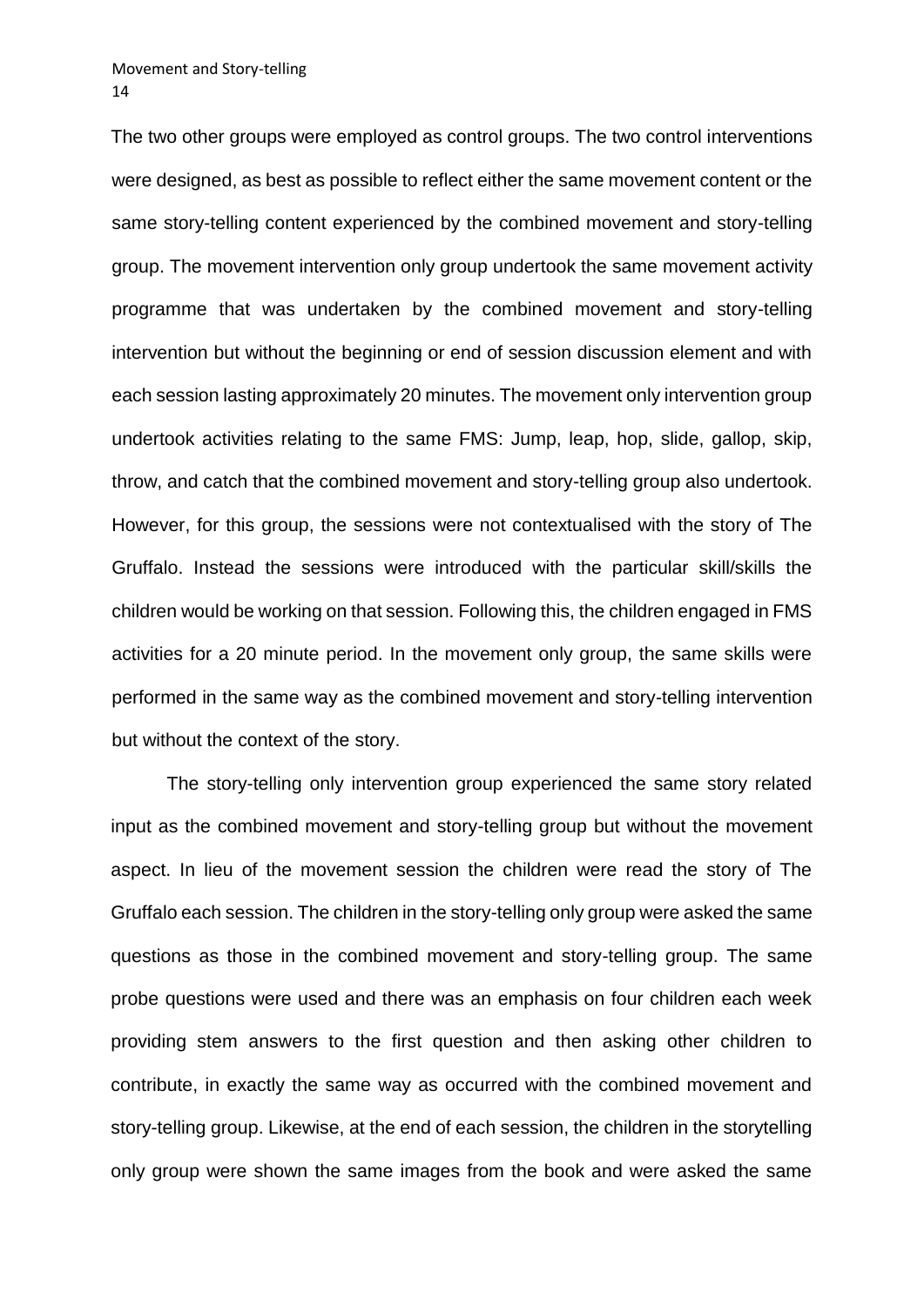The two other groups were employed as control groups. The two control interventions were designed, as best as possible to reflect either the same movement content or the same story-telling content experienced by the combined movement and story-telling group. The movement intervention only group undertook the same movement activity programme that was undertaken by the combined movement and story-telling intervention but without the beginning or end of session discussion element and with each session lasting approximately 20 minutes. The movement only intervention group undertook activities relating to the same FMS: Jump, leap, hop, slide, gallop, skip, throw, and catch that the combined movement and story-telling group also undertook. However, for this group, the sessions were not contextualised with the story of The Gruffalo. Instead the sessions were introduced with the particular skill/skills the children would be working on that session. Following this, the children engaged in FMS activities for a 20 minute period. In the movement only group, the same skills were performed in the same way as the combined movement and story-telling intervention but without the context of the story.

The story-telling only intervention group experienced the same story related input as the combined movement and story-telling group but without the movement aspect. In lieu of the movement session the children were read the story of The Gruffalo each session. The children in the story-telling only group were asked the same questions as those in the combined movement and story-telling group. The same probe questions were used and there was an emphasis on four children each week providing stem answers to the first question and then asking other children to contribute, in exactly the same way as occurred with the combined movement and story-telling group. Likewise, at the end of each session, the children in the storytelling only group were shown the same images from the book and were asked the same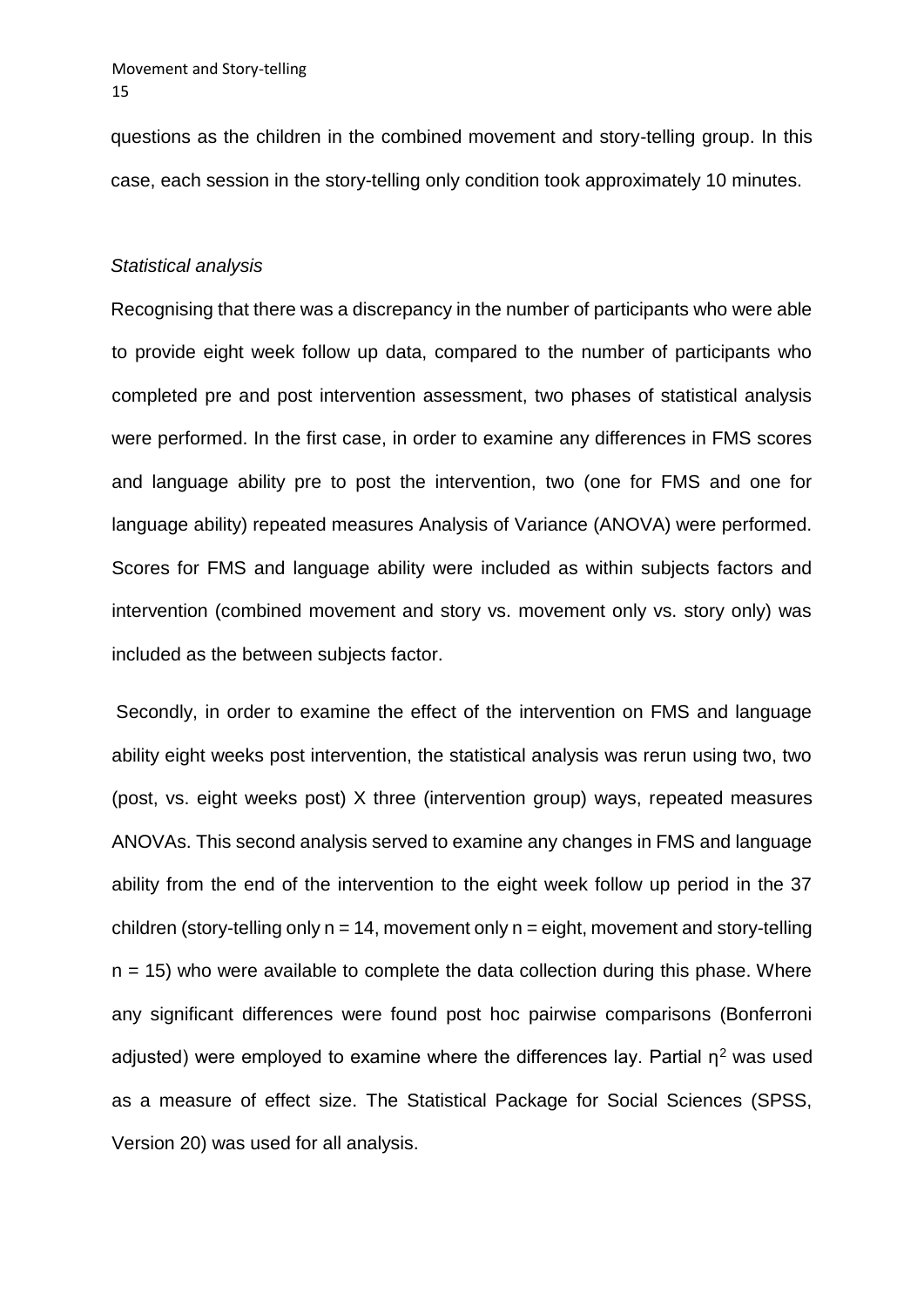questions as the children in the combined movement and story-telling group. In this case, each session in the story-telling only condition took approximately 10 minutes.

*Statistical analysis*

Recognising that there was a discrepancy in the number of participants who were able to provide eight week follow up data, compared to the number of participants who completed pre and post intervention assessment, two phases of statistical analysis were performed. In the first case, in order to examine any differences in FMS scores and language ability pre to post the intervention, two (one for FMS and one for language ability) repeated measures Analysis of Variance (ANOVA) were performed. Scores for FMS and language ability were included as within subjects factors and intervention (combined movement and story vs. movement only vs. story only) was included as the between subjects factor.

Secondly, in order to examine the effect of the intervention on FMS and language ability eight weeks post intervention, the statistical analysis was rerun using two, two (post, vs. eight weeks post) X three (intervention group) ways, repeated measures ANOVAs. This second analysis served to examine any changes in FMS and language ability from the end of the intervention to the eight week follow up period in the 37 children (story-telling only $n = 14$, movement only n = eight, movement and story-telling $n = 15$) who were available to complete the data collection during this phase. Where any significant differences were found post hoc pairwise comparisons (Bonferroni adjusted) were employed to examine where the differences lay. Partial $\eta^2$ was used as a measure of effect size. The Statistical Package for Social Sciences (SPSS, Version 20) was used for all analysis.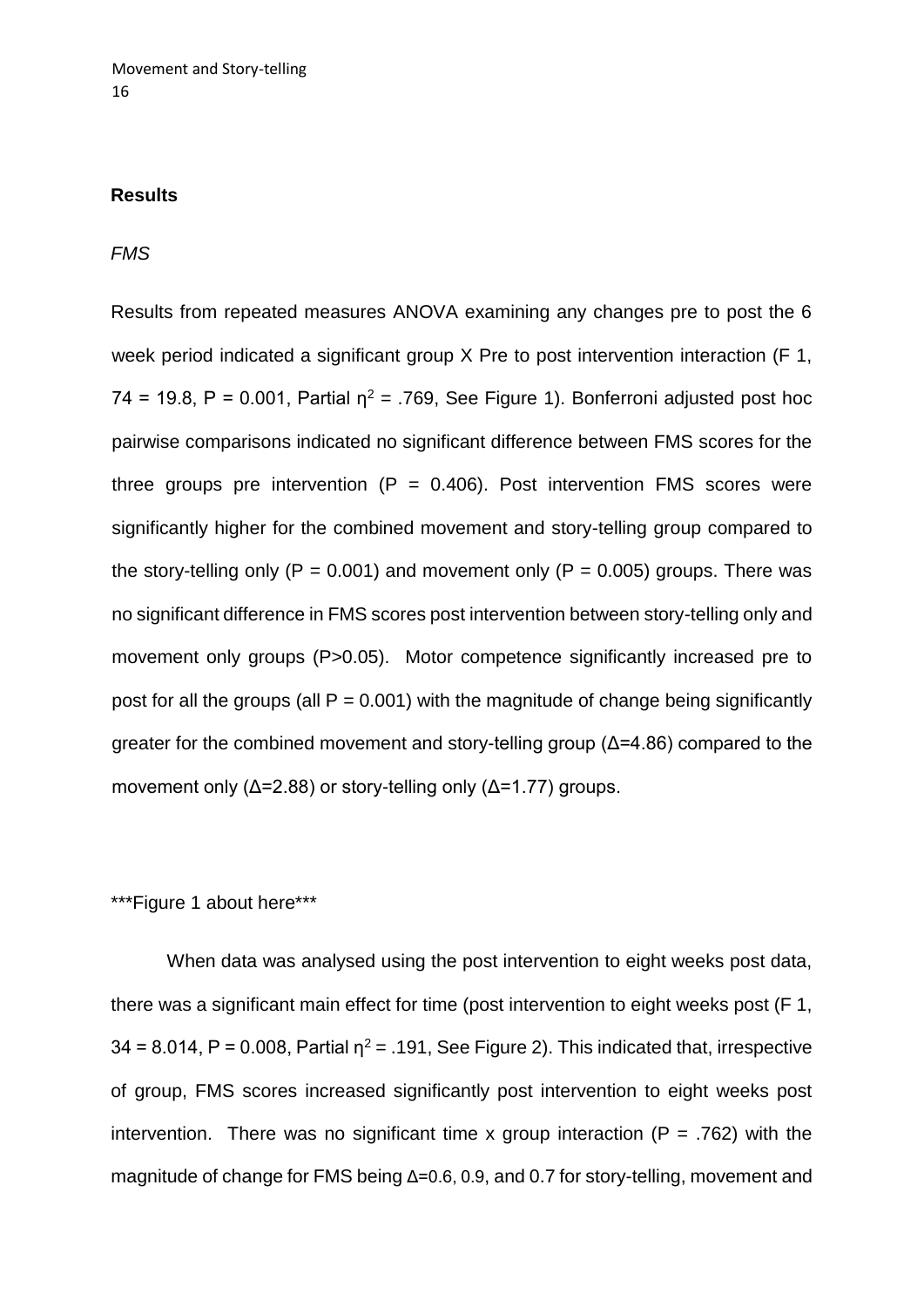## Results

*FMS*

Results from repeated measures ANOVA examining any changes pre to post the 6 week period indicated a significant group X Pre to post intervention interaction ($F_{1, 74} = 19.8$, $P = 0.001$, Partial $\eta^2 = .769$, See Figure 1). Bonferroni adjusted post hoc pairwise comparisons indicated no significant difference between FMS scores for the three groups pre intervention ($P = 0.406$). Post intervention FMS scores were significantly higher for the combined movement and story-telling group compared to the story-telling only ($P = 0.001$) and movement only ($P = 0.005$) groups. There was no significant difference in FMS scores post intervention between story-telling only and movement only groups ($P>0.05$). Motor competence significantly increased pre to post for all the groups (all $P = 0.001$) with the magnitude of change being significantly greater for the combined movement and story-telling group ($\Delta$=4.86) compared to the movement only ($\Delta$=2.88) or story-telling only ($\Delta$=1.77) groups.

***Figure 1 about here***

When data was analysed using the post intervention to eight weeks post data, there was a significant main effect for time (post intervention to eight weeks post ($F_{1, 34} = 8.014$, $P = 0.008$, Partial $\eta^2 = .191$, See Figure 2). This indicated that, irrespective of group, FMS scores increased significantly post intervention to eight weeks post intervention. There was no significant time x group interaction ($P = .762$) with the magnitude of change for FMS being $\Delta$=0.6, 0.9, and 0.7 for story-telling, movement and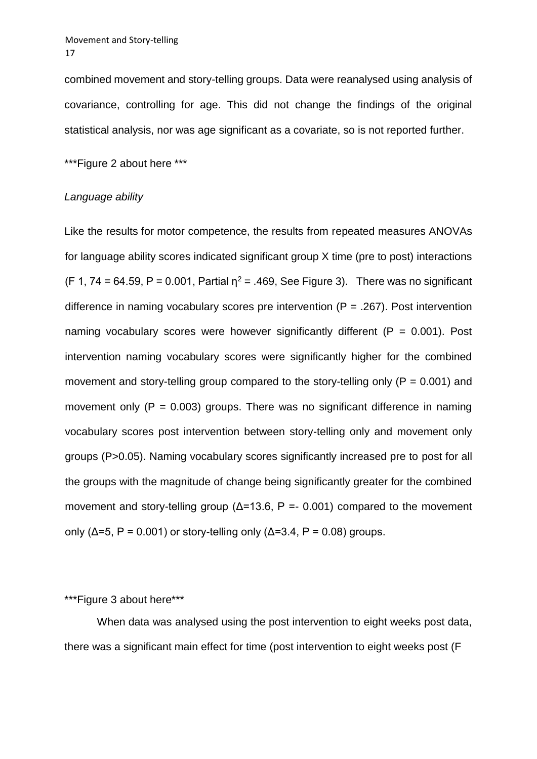combined movement and story-telling groups. Data were reanalysed using analysis of covariance, controlling for age. This did not change the findings of the original statistical analysis, nor was age significant as a covariate, so is not reported further.

***Figure 2 about here ***

*Language ability*

Like the results for motor competence, the results from repeated measures ANOVAs for language ability scores indicated significant group X time (pre to post) interactions ($F$ 1, 74 = 64.59, $P$ = 0.001, Partial $\eta^2$ = .469, See Figure 3). There was no significant difference in naming vocabulary scores pre intervention ($P$ = .267). Post intervention naming vocabulary scores were however significantly different ($P$ = 0.001). Post intervention naming vocabulary scores were significantly higher for the combined movement and story-telling group compared to the story-telling only ($P$ = 0.001) and movement only ($P$ = 0.003) groups. There was no significant difference in naming vocabulary scores post intervention between story-telling only and movement only groups ($P$>0.05). Naming vocabulary scores significantly increased pre to post for all the groups with the magnitude of change being significantly greater for the combined movement and story-telling group ($\Delta$=13.6, $P$ =- 0.001) compared to the movement only ($\Delta$=5, $P$ = 0.001) or story-telling only ($\Delta$=3.4, $P$ = 0.08) groups.

***Figure 3 about here***

When data was analysed using the post intervention to eight weeks post data, there was a significant main effect for time (post intervention to eight weeks post (F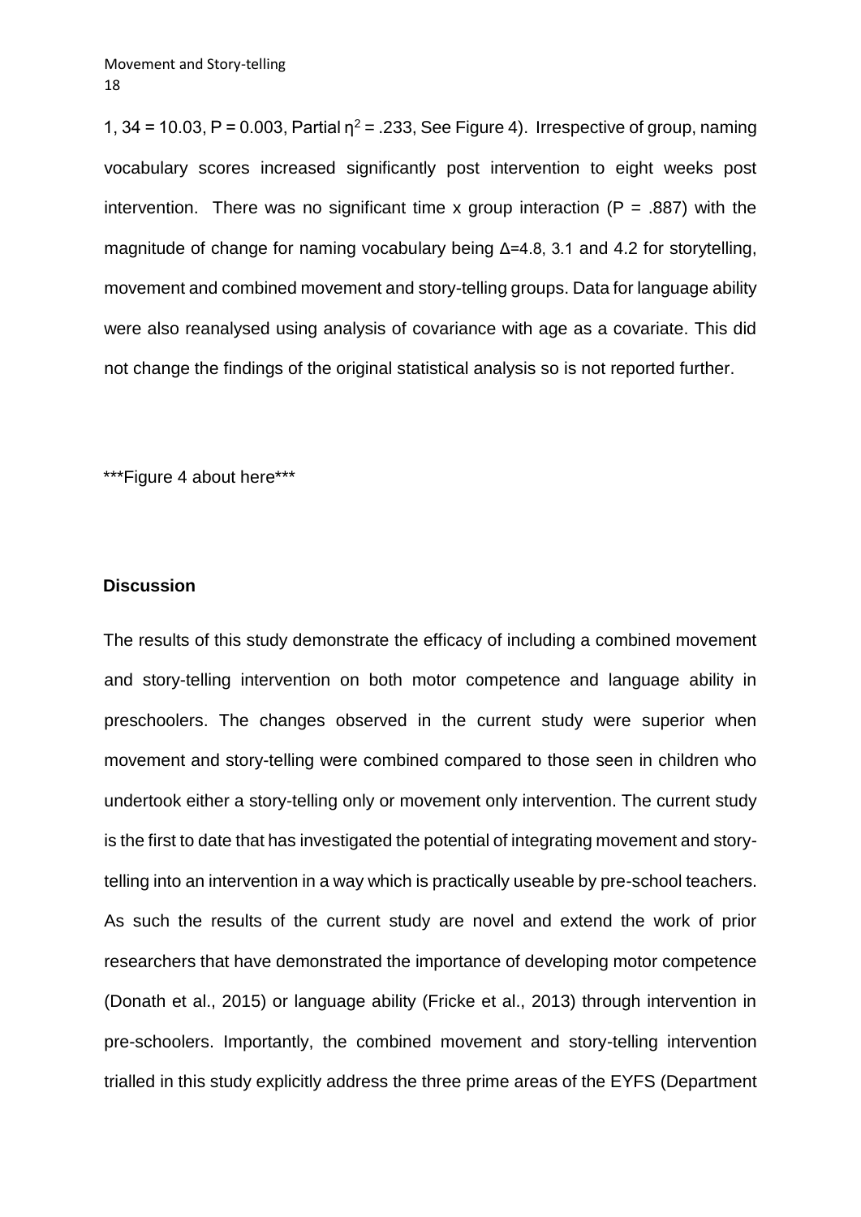1, 34 = 10.03, P = 0.003, Partial $\eta^2$ = .233, See Figure 4). Irrespective of group, naming vocabulary scores increased significantly post intervention to eight weeks post intervention. There was no significant time x group interaction (P = .887) with the magnitude of change for naming vocabulary being $\Delta$=4.8, 3.1 and 4.2 for storytelling, movement and combined movement and story-telling groups. Data for language ability were also reanalysed using analysis of covariance with age as a covariate. This did not change the findings of the original statistical analysis so is not reported further.

***Figure 4 about here***

## Discussion

The results of this study demonstrate the efficacy of including a combined movement and story-telling intervention on both motor competence and language ability in preschoolers. The changes observed in the current study were superior when movement and story-telling were combined compared to those seen in children who undertook either a story-telling only or movement only intervention. The current study is the first to date that has investigated the potential of integrating movement and story-telling into an intervention in a way which is practically useable by pre-school teachers. As such the results of the current study are novel and extend the work of prior researchers that have demonstrated the importance of developing motor competence (Donath et al., 2015) or language ability (Fricke et al., 2013) through intervention in pre-schoolers. Importantly, the combined movement and story-telling intervention trialled in this study explicitly address the three prime areas of the EYFS (Department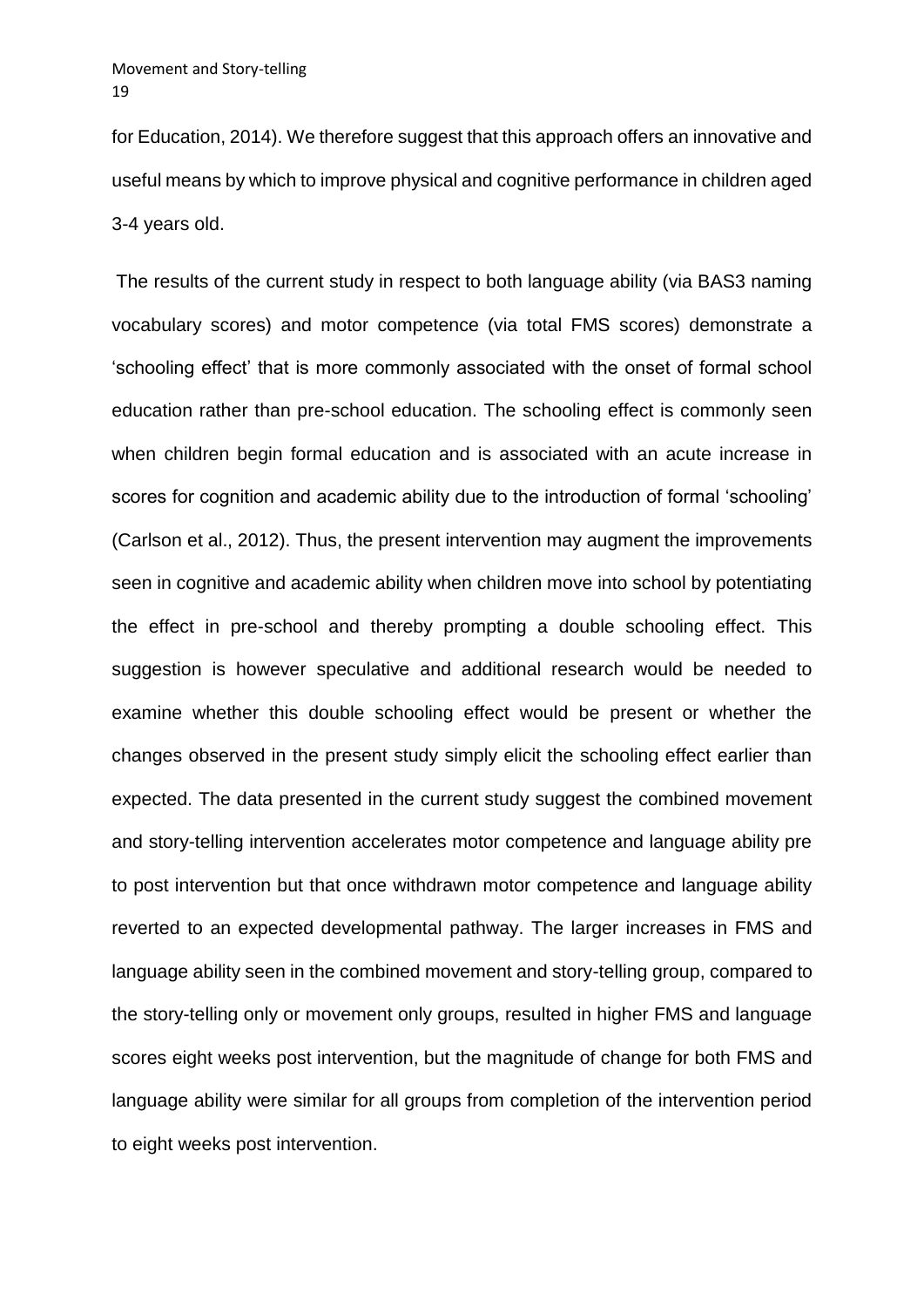for Education, 2014). We therefore suggest that this approach offers an innovative and useful means by which to improve physical and cognitive performance in children aged 3-4 years old.

The results of the current study in respect to both language ability (via BAS3 naming vocabulary scores) and motor competence (via total FMS scores) demonstrate a 'schooling effect' that is more commonly associated with the onset of formal school education rather than pre-school education. The schooling effect is commonly seen when children begin formal education and is associated with an acute increase in scores for cognition and academic ability due to the introduction of formal 'schooling' (Carlson et al., 2012). Thus, the present intervention may augment the improvements seen in cognitive and academic ability when children move into school by potentiating the effect in pre-school and thereby prompting a double schooling effect. This suggestion is however speculative and additional research would be needed to examine whether this double schooling effect would be present or whether the changes observed in the present study simply elicit the schooling effect earlier than expected. The data presented in the current study suggest the combined movement and story-telling intervention accelerates motor competence and language ability pre to post intervention but that once withdrawn motor competence and language ability reverted to an expected developmental pathway. The larger increases in FMS and language ability seen in the combined movement and story-telling group, compared to the story-telling only or movement only groups, resulted in higher FMS and language scores eight weeks post intervention, but the magnitude of change for both FMS and language ability were similar for all groups from completion of the intervention period to eight weeks post intervention.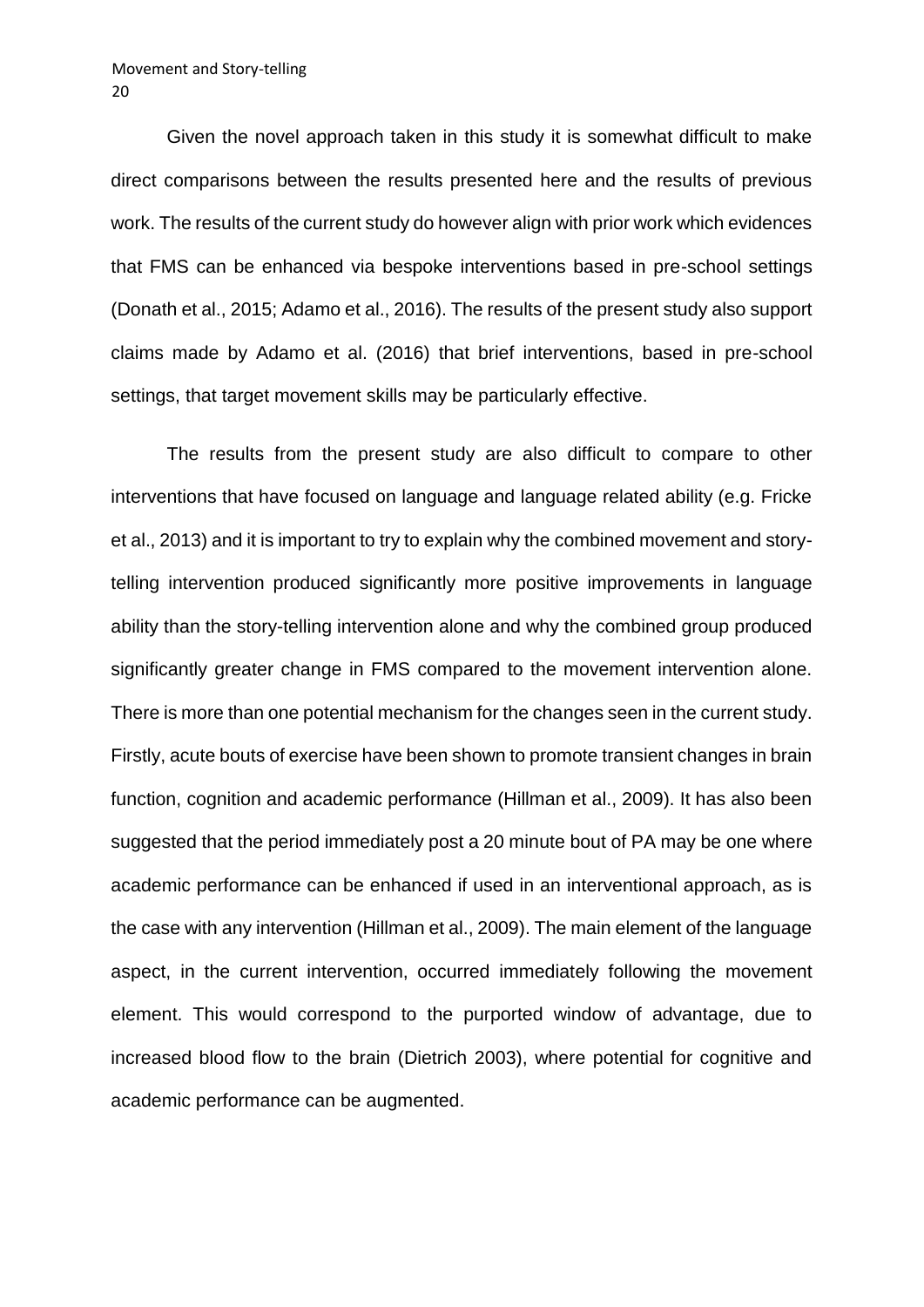Given the novel approach taken in this study it is somewhat difficult to make direct comparisons between the results presented here and the results of previous work. The results of the current study do however align with prior work which evidences that FMS can be enhanced via bespoke interventions based in pre-school settings (Donath et al., 2015; Adamo et al., 2016). The results of the present study also support claims made by Adamo et al. (2016) that brief interventions, based in pre-school settings, that target movement skills may be particularly effective.

The results from the present study are also difficult to compare to other interventions that have focused on language and language related ability (e.g. Fricke et al., 2013) and it is important to try to explain why the combined movement and story-telling intervention produced significantly more positive improvements in language ability than the story-telling intervention alone and why the combined group produced significantly greater change in FMS compared to the movement intervention alone. There is more than one potential mechanism for the changes seen in the current study. Firstly, acute bouts of exercise have been shown to promote transient changes in brain function, cognition and academic performance (Hillman et al., 2009). It has also been suggested that the period immediately post a 20 minute bout of PA may be one where academic performance can be enhanced if used in an interventional approach, as is the case with any intervention (Hillman et al., 2009). The main element of the language aspect, in the current intervention, occurred immediately following the movement element. This would correspond to the purported window of advantage, due to increased blood flow to the brain (Dietrich 2003), where potential for cognitive and academic performance can be augmented.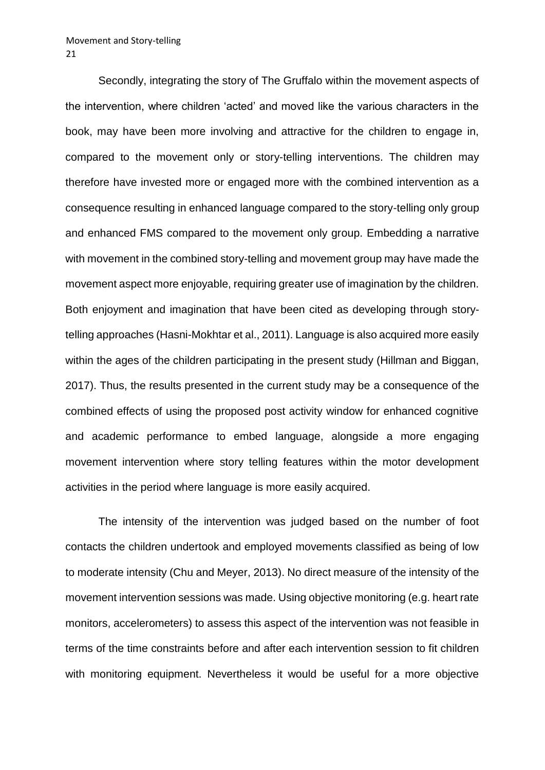Secondly, integrating the story of The Gruffalo within the movement aspects of the intervention, where children 'acted' and moved like the various characters in the book, may have been more involving and attractive for the children to engage in, compared to the movement only or story-telling interventions. The children may therefore have invested more or engaged more with the combined intervention as a consequence resulting in enhanced language compared to the story-telling only group and enhanced FMS compared to the movement only group. Embedding a narrative with movement in the combined story-telling and movement group may have made the movement aspect more enjoyable, requiring greater use of imagination by the children. Both enjoyment and imagination that have been cited as developing through story-telling approaches (Hasni-Mokhtar et al., 2011). Language is also acquired more easily within the ages of the children participating in the present study (Hillman and Biggan, 2017). Thus, the results presented in the current study may be a consequence of the combined effects of using the proposed post activity window for enhanced cognitive and academic performance to embed language, alongside a more engaging movement intervention where story telling features within the motor development activities in the period where language is more easily acquired.

The intensity of the intervention was judged based on the number of foot contacts the children undertook and employed movements classified as being of low to moderate intensity (Chu and Meyer, 2013). No direct measure of the intensity of the movement intervention sessions was made. Using objective monitoring (e.g. heart rate monitors, accelerometers) to assess this aspect of the intervention was not feasible in terms of the time constraints before and after each intervention session to fit children with monitoring equipment. Nevertheless it would be useful for a more objective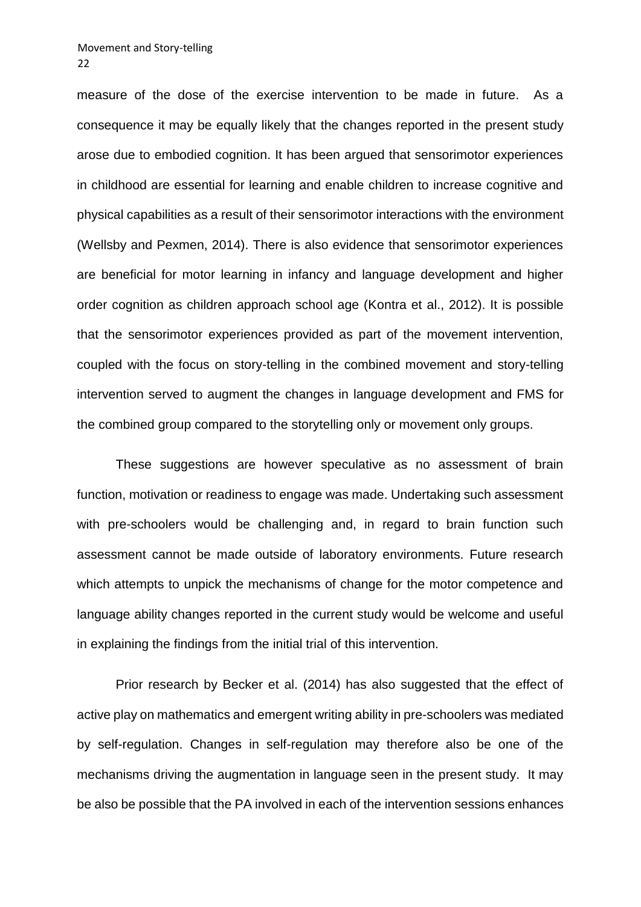measure of the dose of the exercise intervention to be made in future. As a consequence it may be equally likely that the changes reported in the present study arose due to embodied cognition. It has been argued that sensorimotor experiences in childhood are essential for learning and enable children to increase cognitive and physical capabilities as a result of their sensorimotor interactions with the environment (Wellsby and Pexmen, 2014). There is also evidence that sensorimotor experiences are beneficial for motor learning in infancy and language development and higher order cognition as children approach school age (Kontra et al., 2012). It is possible that the sensorimotor experiences provided as part of the movement intervention, coupled with the focus on story-telling in the combined movement and story-telling intervention served to augment the changes in language development and FMS for the combined group compared to the storytelling only or movement only groups.

These suggestions are however speculative as no assessment of brain function, motivation or readiness to engage was made. Undertaking such assessment with pre-schoolers would be challenging and, in regard to brain function such assessment cannot be made outside of laboratory environments. Future research which attempts to unpick the mechanisms of change for the motor competence and language ability changes reported in the current study would be welcome and useful in explaining the findings from the initial trial of this intervention.

Prior research by Becker et al. (2014) has also suggested that the effect of active play on mathematics and emergent writing ability in pre-schoolers was mediated by self-regulation. Changes in self-regulation may therefore also be one of the mechanisms driving the augmentation in language seen in the present study. It may be also be possible that the PA involved in each of the intervention sessions enhances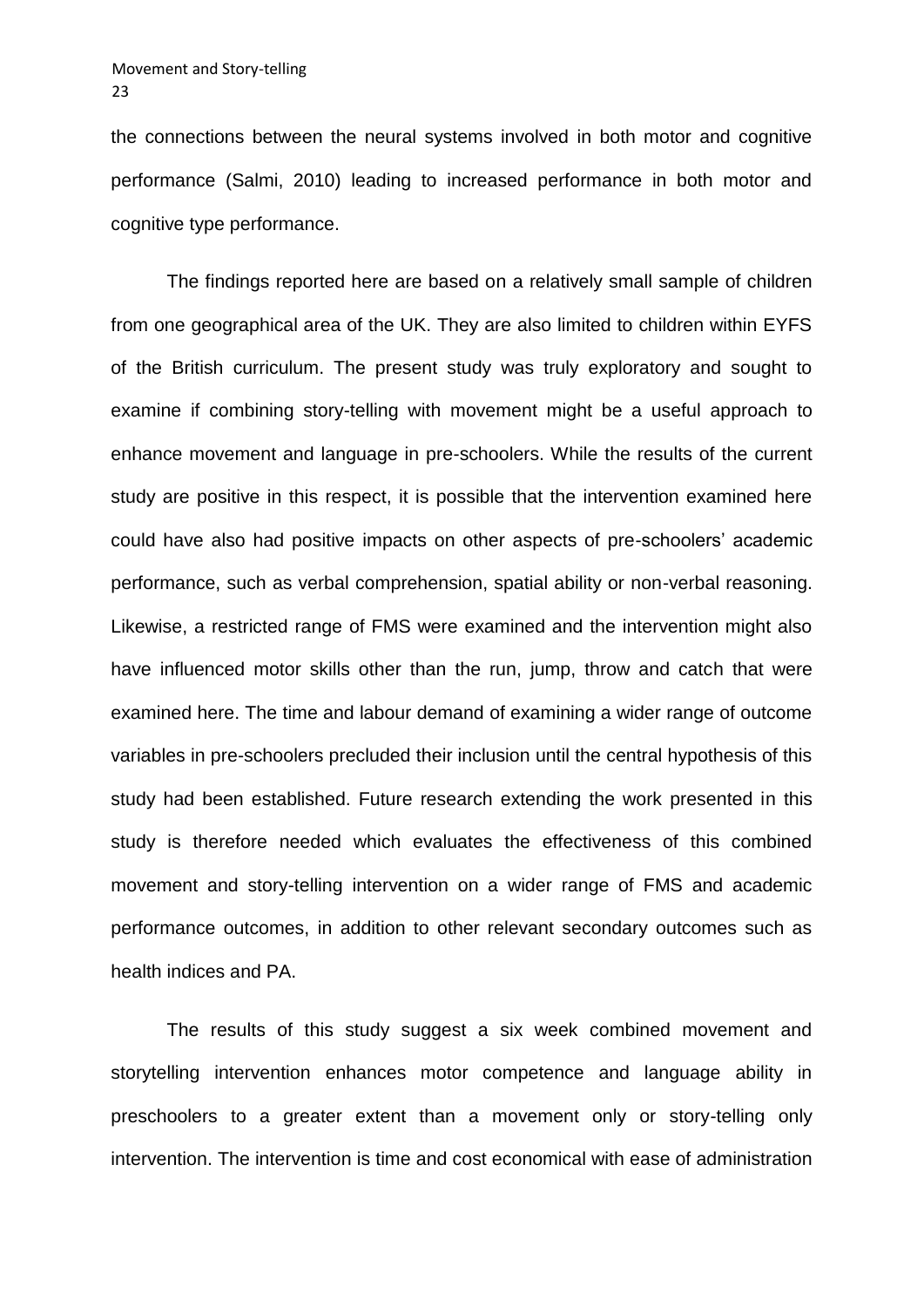the connections between the neural systems involved in both motor and cognitive performance (Salmi, 2010) leading to increased performance in both motor and cognitive type performance.

The findings reported here are based on a relatively small sample of children from one geographical area of the UK. They are also limited to children within EYFS of the British curriculum. The present study was truly exploratory and sought to examine if combining story-telling with movement might be a useful approach to enhance movement and language in pre-schoolers. While the results of the current study are positive in this respect, it is possible that the intervention examined here could have also had positive impacts on other aspects of pre-schoolers' academic performance, such as verbal comprehension, spatial ability or non-verbal reasoning. Likewise, a restricted range of FMS were examined and the intervention might also have influenced motor skills other than the run, jump, throw and catch that were examined here. The time and labour demand of examining a wider range of outcome variables in pre-schoolers precluded their inclusion until the central hypothesis of this study had been established. Future research extending the work presented in this study is therefore needed which evaluates the effectiveness of this combined movement and story-telling intervention on a wider range of FMS and academic performance outcomes, in addition to other relevant secondary outcomes such as health indices and PA.

The results of this study suggest a six week combined movement and storytelling intervention enhances motor competence and language ability in preschoolers to a greater extent than a movement only or story-telling only intervention. The intervention is time and cost economical with ease of administration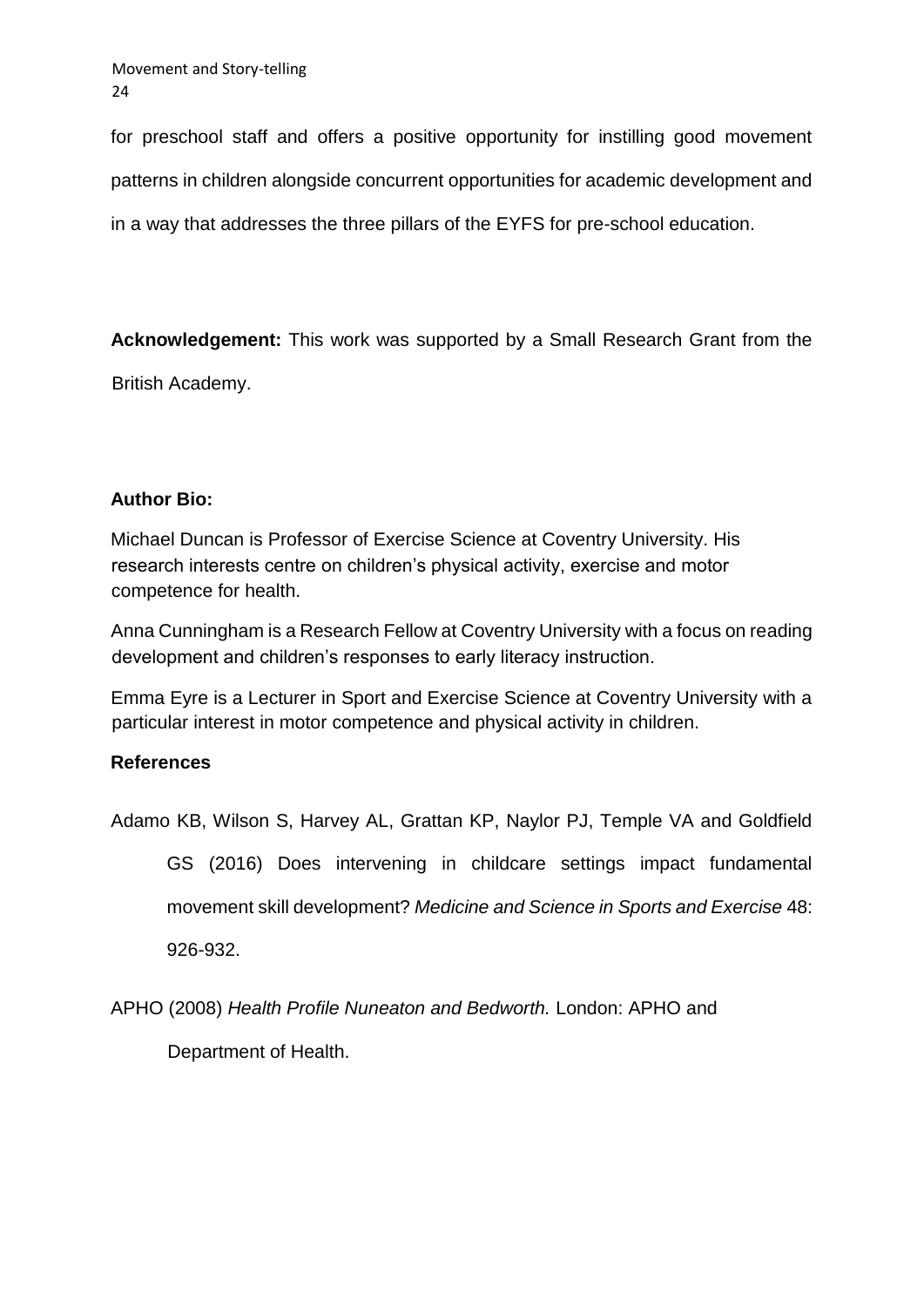for preschool staff and offers a positive opportunity for instilling good movement patterns in children alongside concurrent opportunities for academic development and in a way that addresses the three pillars of the EYFS for pre-school education.

**Acknowledgement:** This work was supported by a Small Research Grant from the British Academy.

**Author Bio:**

Michael Duncan is Professor of Exercise Science at Coventry University. His research interests centre on children's physical activity, exercise and motor competence for health.

Anna Cunningham is a Research Fellow at Coventry University with a focus on reading development and children's responses to early literacy instruction.

Emma Eyre is a Lecturer in Sport and Exercise Science at Coventry University with a particular interest in motor competence and physical activity in children.

## References

Adamo KB, Wilson S, Harvey AL, Grattan KP, Naylor PJ, Temple VA and Goldfield GS (2016) Does intervening in childcare settings impact fundamental movement skill development? *Medicine and Science in Sports and Exercise* 48: 926-932.

APHO (2008) *Health Profile Nuneaton and Bedworth.* London: APHO and Department of Health.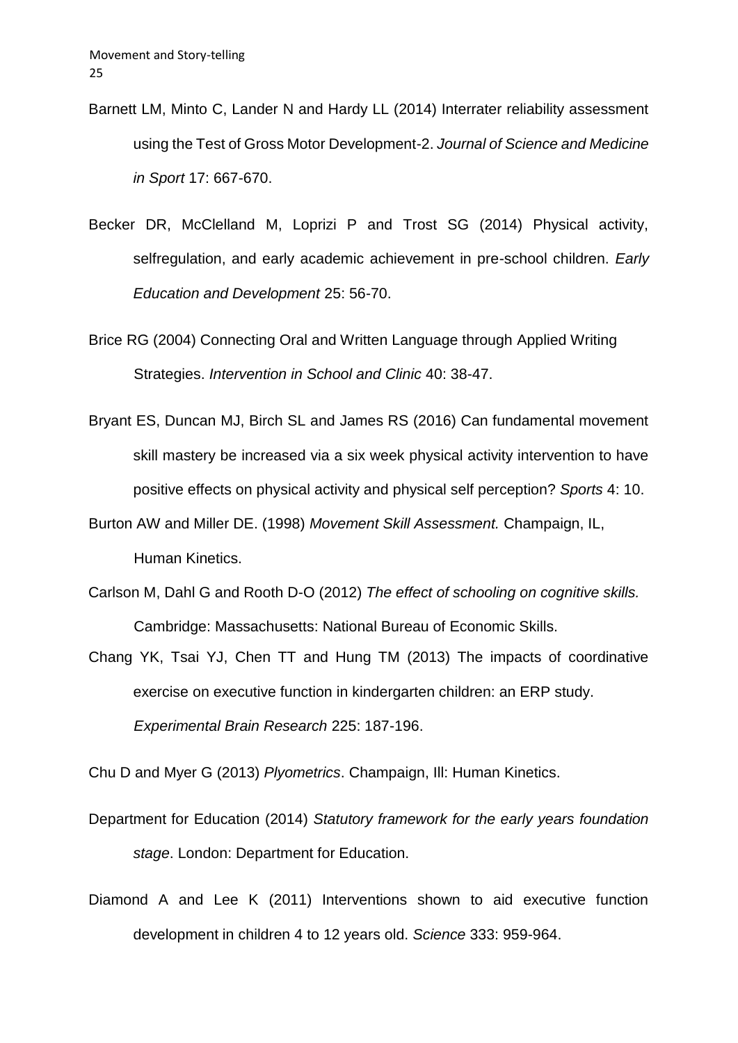Barnett LM, Minto C, Lander N and Hardy LL (2014) Interrater reliability assessment using the Test of Gross Motor Development-2. *Journal of Science and Medicine in Sport* 17: 667-670.

Becker DR, McClelland M, Loprizi P and Trost SG (2014) Physical activity, selfregulation, and early academic achievement in pre-school children. *Early Education and Development* 25: 56-70.

Brice RG (2004) Connecting Oral and Written Language through Applied Writing Strategies. *Intervention in School and Clinic* 40: 38-47.

Bryant ES, Duncan MJ, Birch SL and James RS (2016) Can fundamental movement skill mastery be increased via a six week physical activity intervention to have positive effects on physical activity and physical self perception? *Sports* 4: 10.

Burton AW and Miller DE. (1998) *Movement Skill Assessment.* Champaign, IL, Human Kinetics.

Carlson M, Dahl G and Rooth D-O (2012) *The effect of schooling on cognitive skills.* Cambridge: Massachusetts: National Bureau of Economic Skills.

Chang YK, Tsai YJ, Chen TT and Hung TM (2013) The impacts of coordinative exercise on executive function in kindergarten children: an ERP study. *Experimental Brain Research* 225: 187-196.

Chu D and Myer G (2013) *Plyometrics*. Champaign, Ill: Human Kinetics.

Department for Education (2014) *Statutory framework for the early years foundation stage*. London: Department for Education.

Diamond A and Lee K (2011) Interventions shown to aid executive function development in children 4 to 12 years old. *Science* 333: 959-964.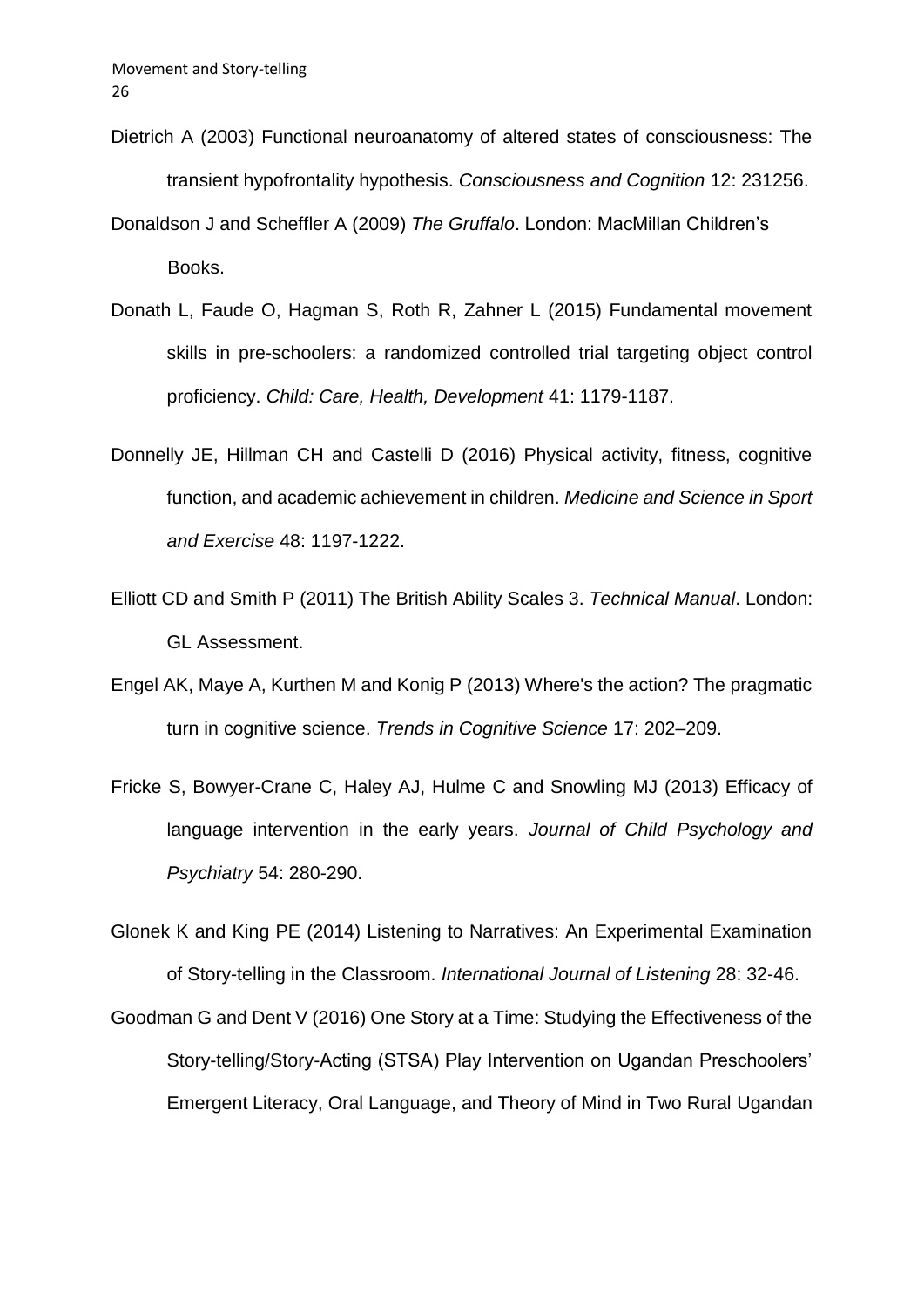Dietrich A (2003) Functional neuroanatomy of altered states of consciousness: The transient hypofrontality hypothesis. *Consciousness and Cognition* 12: 231256.

Donaldson J and Scheffler A (2009) *The Gruffalo*. London: MacMillan Children's Books.

Donath L, Faude O, Hagman S, Roth R, Zahner L (2015) Fundamental movement skills in pre-schoolers: a randomized controlled trial targeting object control proficiency. *Child: Care, Health, Development* 41: 1179-1187.

Donnelly JE, Hillman CH and Castelli D (2016) Physical activity, fitness, cognitive function, and academic achievement in children. *Medicine and Science in Sport and Exercise* 48: 1197-1222.

Elliott CD and Smith P (2011) The British Ability Scales 3. *Technical Manual*. London: GL Assessment.

Engel AK, Maye A, Kurthen M and Konig P (2013) Where's the action? The pragmatic turn in cognitive science. *Trends in Cognitive Science* 17: 202–209.

Fricke S, Bowyer-Crane C, Haley AJ, Hulme C and Snowling MJ (2013) Efficacy of language intervention in the early years. *Journal of Child Psychology and Psychiatry* 54: 280-290.

Glonek K and King PE (2014) Listening to Narratives: An Experimental Examination of Story-telling in the Classroom. *International Journal of Listening* 28: 32-46.

Goodman G and Dent V (2016) One Story at a Time: Studying the Effectiveness of the Story-telling/Story-Acting (STSA) Play Intervention on Ugandan Preschoolers' Emergent Literacy, Oral Language, and Theory of Mind in Two Rural Ugandan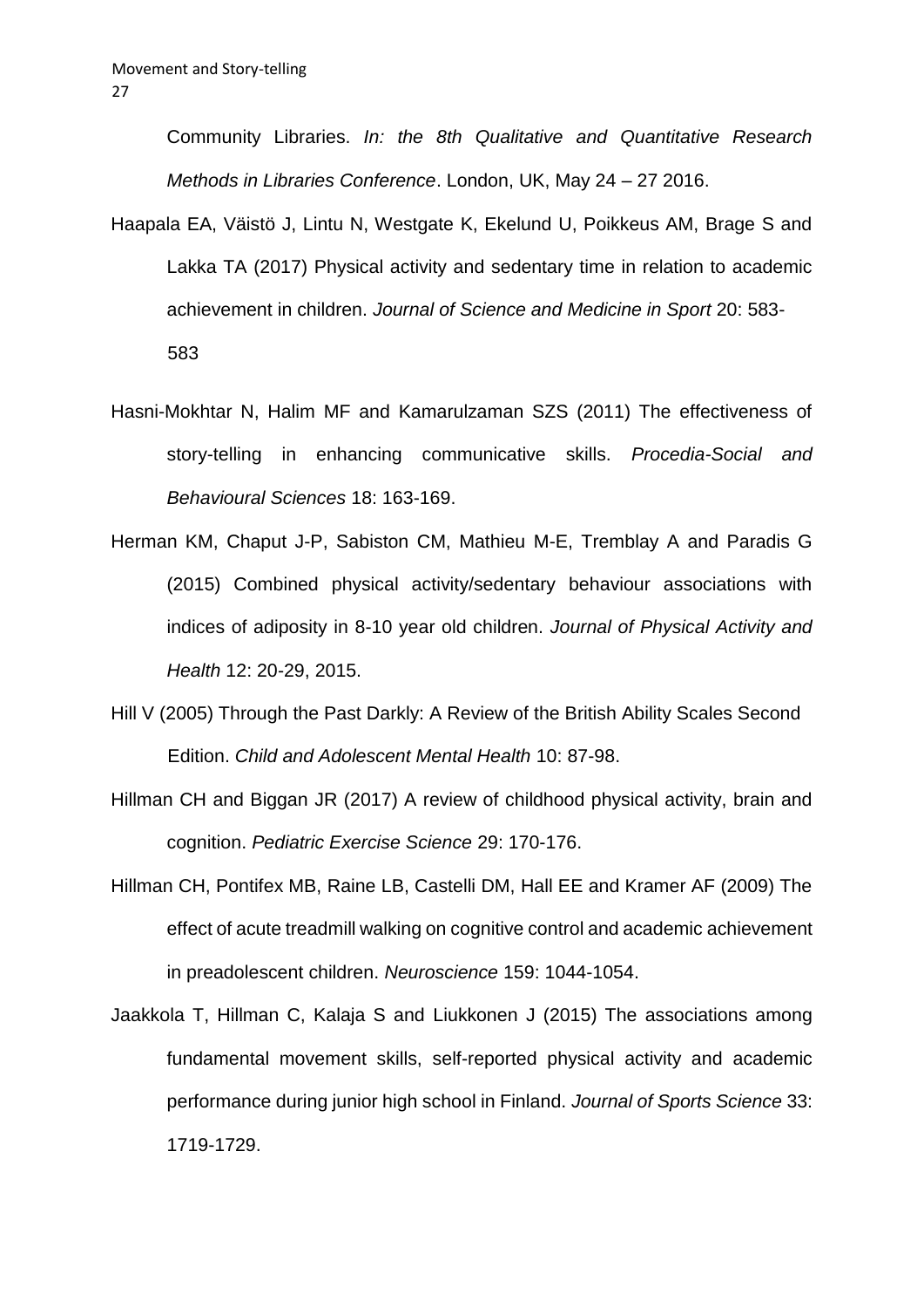Community Libraries. *In: the 8th Qualitative and Quantitative Research Methods in Libraries Conference*. London, UK, May 24 – 27 2016.

Haapala EA, Väistö J, Lintu N, Westgate K, Ekelund U, Poikkeus AM, Brage S and Lakka TA (2017) Physical activity and sedentary time in relation to academic achievement in children. *Journal of Science and Medicine in Sport* 20: 583-583

Hasni-Mokhtar N, Halim MF and Kamarulzaman SZS (2011) The effectiveness of story-telling in enhancing communicative skills. *Procedia-Social and Behavioural Sciences* 18: 163-169.

Herman KM, Chaput J-P, Sabiston CM, Mathieu M-E, Tremblay A and Paradis G (2015) Combined physical activity/sedentary behaviour associations with indices of adiposity in 8-10 year old children. *Journal of Physical Activity and Health* 12: 20-29, 2015.

Hill V (2005) Through the Past Darkly: A Review of the British Ability Scales Second Edition. *Child and Adolescent Mental Health* 10: 87-98.

Hillman CH and Biggan JR (2017) A review of childhood physical activity, brain and cognition. *Pediatric Exercise Science* 29: 170-176.

Hillman CH, Pontifex MB, Raine LB, Castelli DM, Hall EE and Kramer AF (2009) The effect of acute treadmill walking on cognitive control and academic achievement in preadolescent children. *Neuroscience* 159: 1044-1054.

Jaakkola T, Hillman C, Kalaja S and Liukkonen J (2015) The associations among fundamental movement skills, self-reported physical activity and academic performance during junior high school in Finland. *Journal of Sports Science* 33: 1719-1729.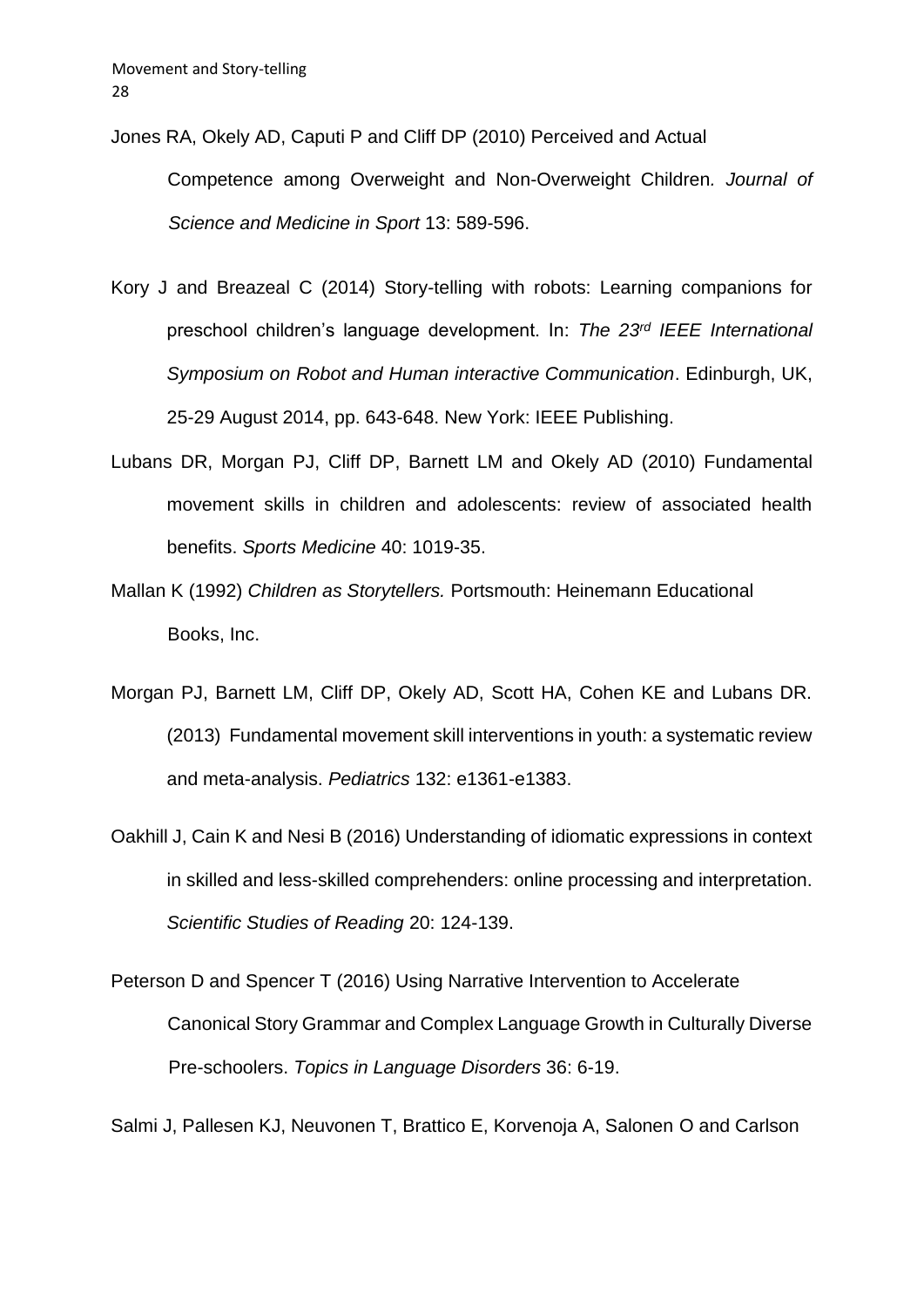Jones RA, Okely AD, Caputi P and Cliff DP (2010) Perceived and Actual Competence among Overweight and Non-Overweight Children. *Journal of Science and Medicine in Sport* 13: 589-596.

Kory J and Breazeal C (2014) Story-telling with robots: Learning companions for preschool children's language development. In: *The 23rd IEEE International Symposium on Robot and Human interactive Communication*. Edinburgh, UK, 25-29 August 2014, pp. 643-648. New York: IEEE Publishing.

Lubans DR, Morgan PJ, Cliff DP, Barnett LM and Okely AD (2010) Fundamental movement skills in children and adolescents: review of associated health benefits. *Sports Medicine* 40: 1019-35.

Mallan K (1992) *Children as Storytellers.* Portsmouth: Heinemann Educational Books, Inc.

Morgan PJ, Barnett LM, Cliff DP, Okely AD, Scott HA, Cohen KE and Lubans DR. (2013) Fundamental movement skill interventions in youth: a systematic review and meta-analysis. *Pediatrics* 132: e1361-e1383.

Oakhill J, Cain K and Nesi B (2016) Understanding of idiomatic expressions in context in skilled and less-skilled comprehenders: online processing and interpretation. *Scientific Studies of Reading* 20: 124-139.

Peterson D and Spencer T (2016) Using Narrative Intervention to Accelerate Canonical Story Grammar and Complex Language Growth in Culturally Diverse Pre-schoolers. *Topics in Language Disorders* 36: 6-19.

Salmi J, Pallesen KJ, Neuvonen T, Brattico E, Korvenoja A, Salonen O and Carlson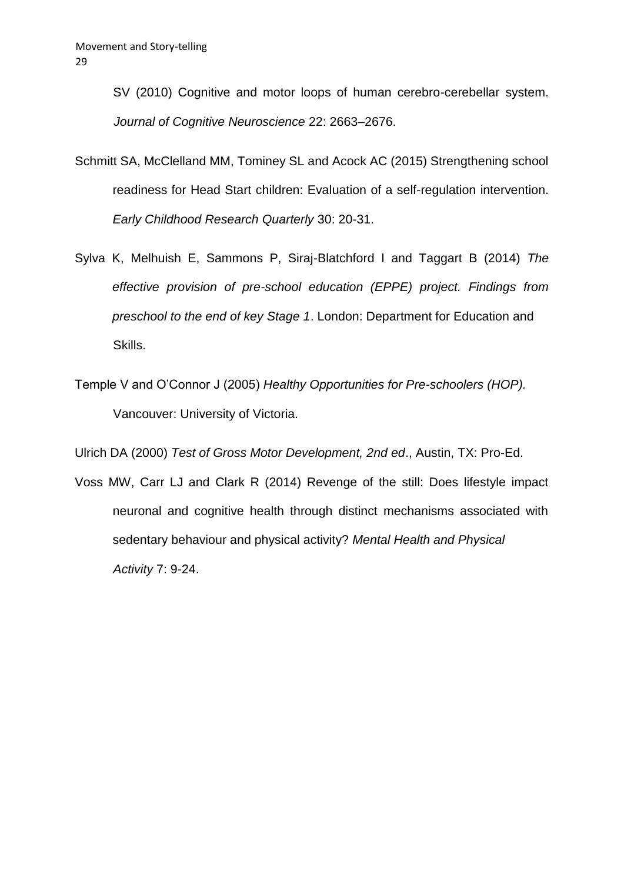SV (2010) Cognitive and motor loops of human cerebro-cerebellar system. *Journal of Cognitive Neuroscience* 22: 2663–2676.

Schmitt SA, McClelland MM, Tominey SL and Acock AC (2015) Strengthening school readiness for Head Start children: Evaluation of a self-regulation intervention. *Early Childhood Research Quarterly* 30: 20-31.

Sylva K, Melhuish E, Sammons P, Siraj-Blatchford I and Taggart B (2014) *The effective provision of pre-school education (EPPE) project. Findings from preschool to the end of key Stage 1*. London: Department for Education and Skills.

Temple V and O'Connor J (2005) *Healthy Opportunities for Pre-schoolers (HOP).* Vancouver: University of Victoria.

Ulrich DA (2000) *Test of Gross Motor Development, 2nd ed*., Austin, TX: Pro-Ed.

Voss MW, Carr LJ and Clark R (2014) Revenge of the still: Does lifestyle impact neuronal and cognitive health through distinct mechanisms associated with sedentary behaviour and physical activity? *Mental Health and Physical Activity* 7: 9-24.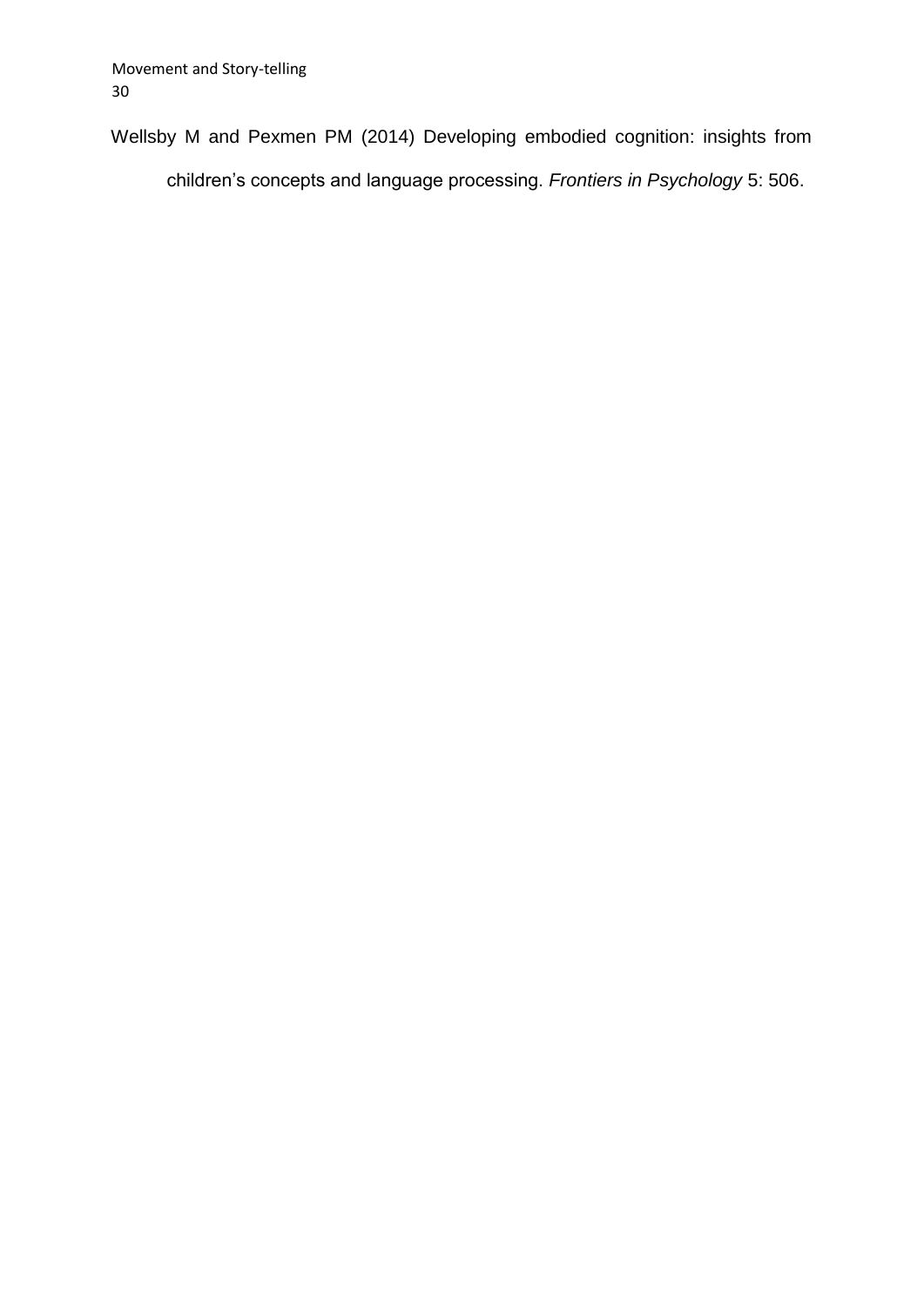Wellsby M and Pexmen PM (2014) Developing embodied cognition: insights from children's concepts and language processing. *Frontiers in Psychology* 5: 506.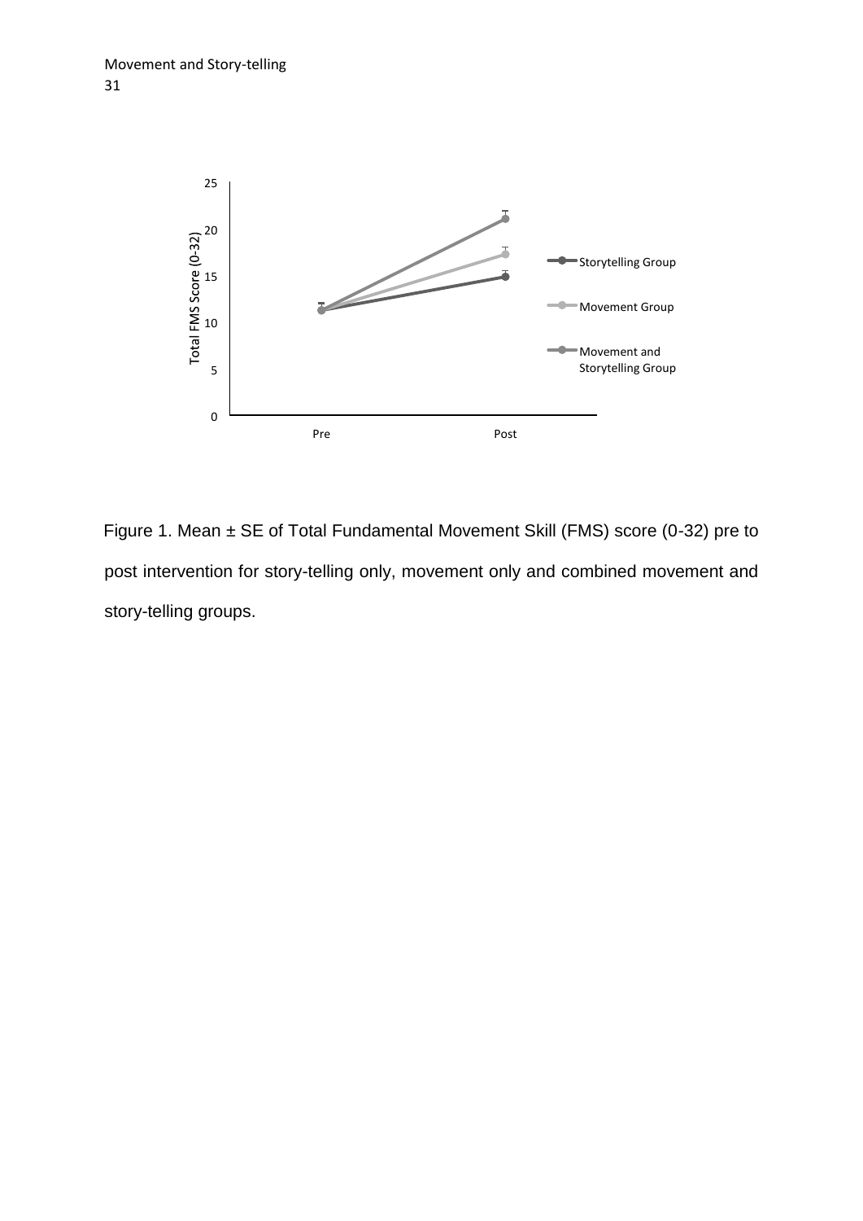Figure 1. Mean ± SE of Total Fundamental Movement Skill (FMS) score (0-32) pre to post intervention for story-telling only, movement only and combined movement and story-telling groups.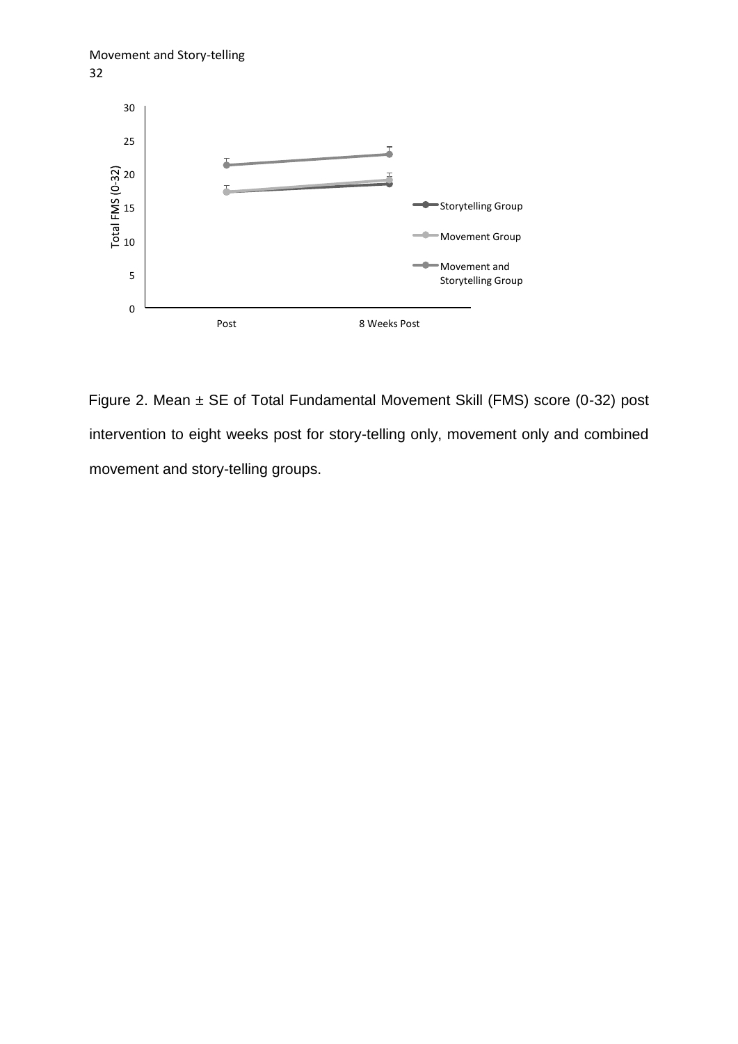Figure 2. Mean ± SE of Total Fundamental Movement Skill (FMS) score (0-32) post intervention to eight weeks post for story-telling only, movement only and combined movement and story-telling groups.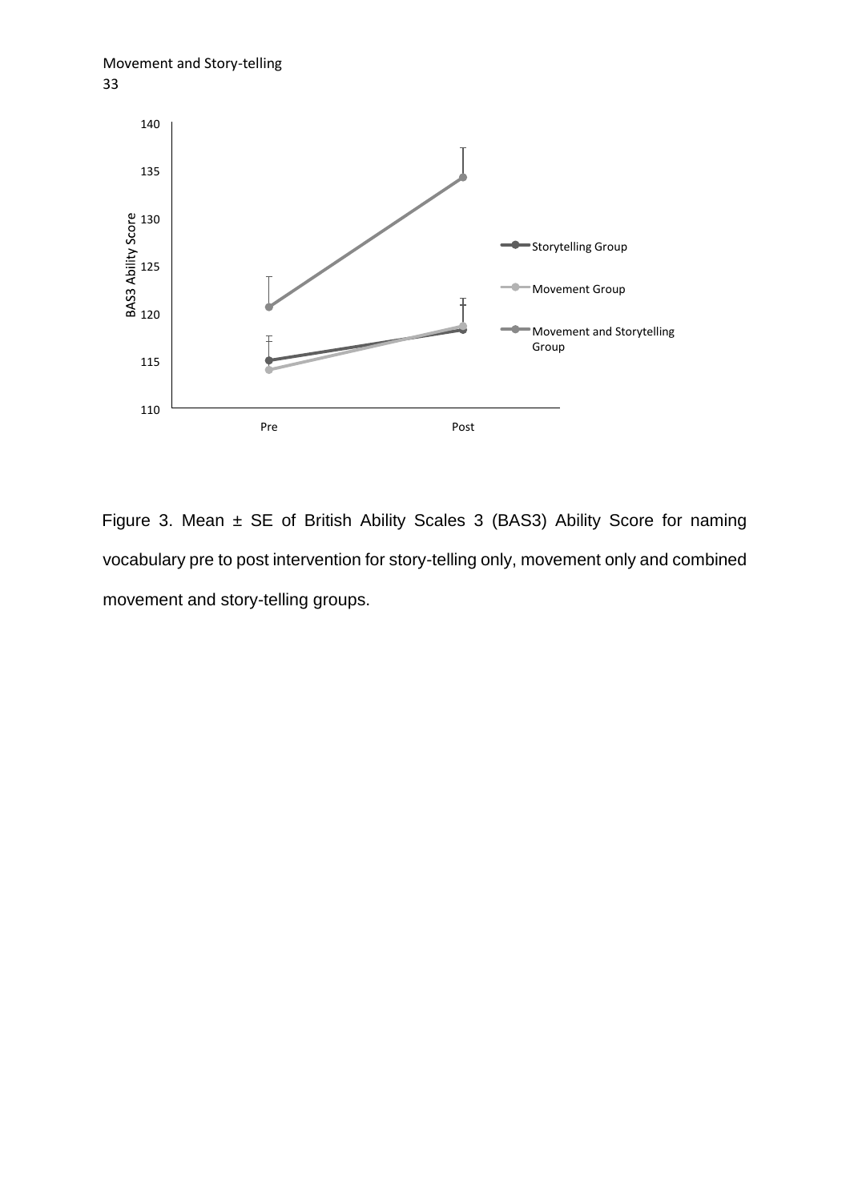Figure 3. Mean ± SE of British Ability Scales 3 (BAS3) Ability Score for naming vocabulary pre to post intervention for story-telling only, movement only and combined movement and story-telling groups.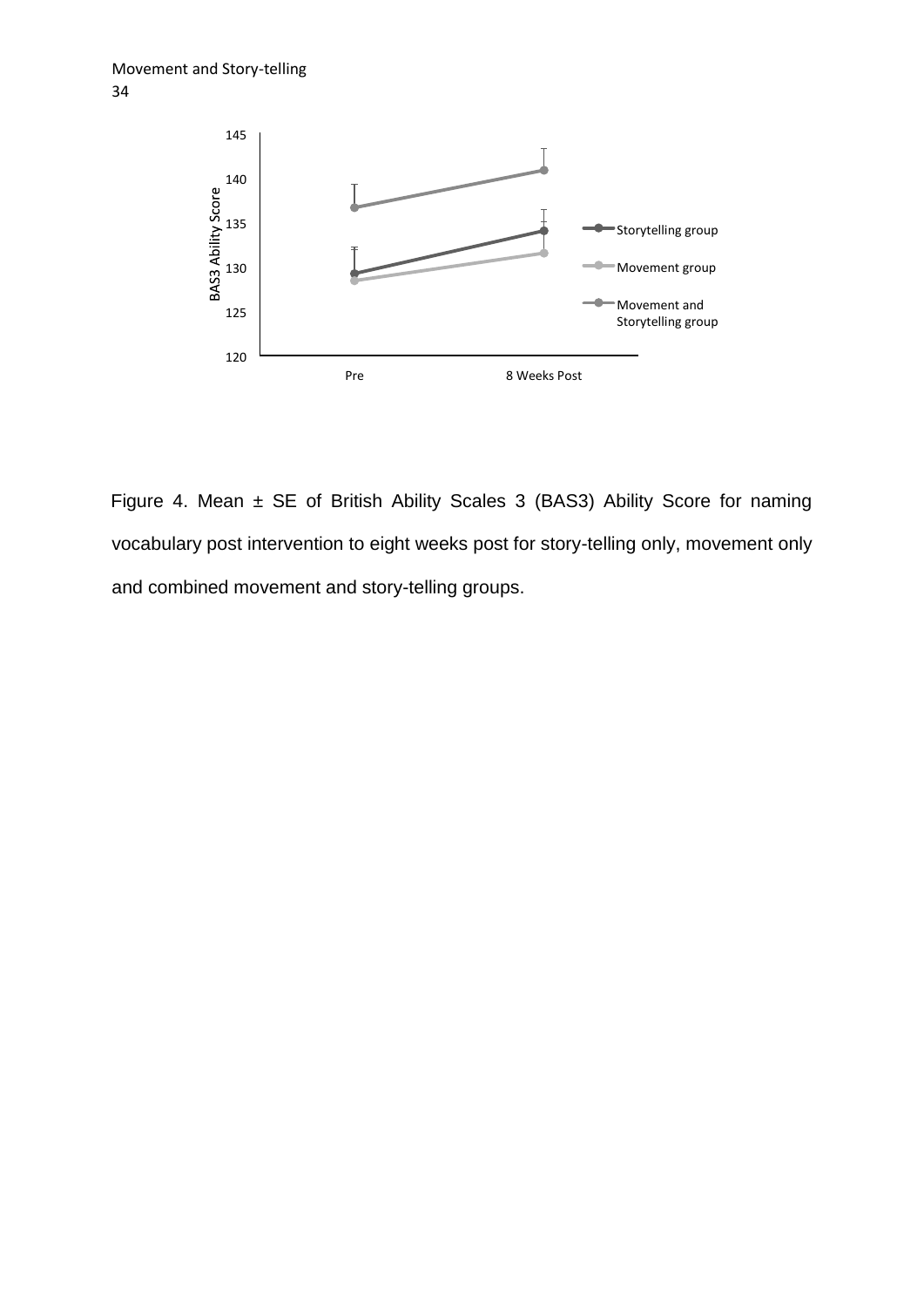145
140
135
130
125
120

BAS3 Ability Score

Pre
8 Weeks Post

Storytelling group
Movement group
Movement and Storytelling group

Figure 4. Mean ± SE of British Ability Scales 3 (BAS3) Ability Score for naming vocabulary post intervention to eight weeks post for story-telling only, movement only and combined movement and story-telling groups.